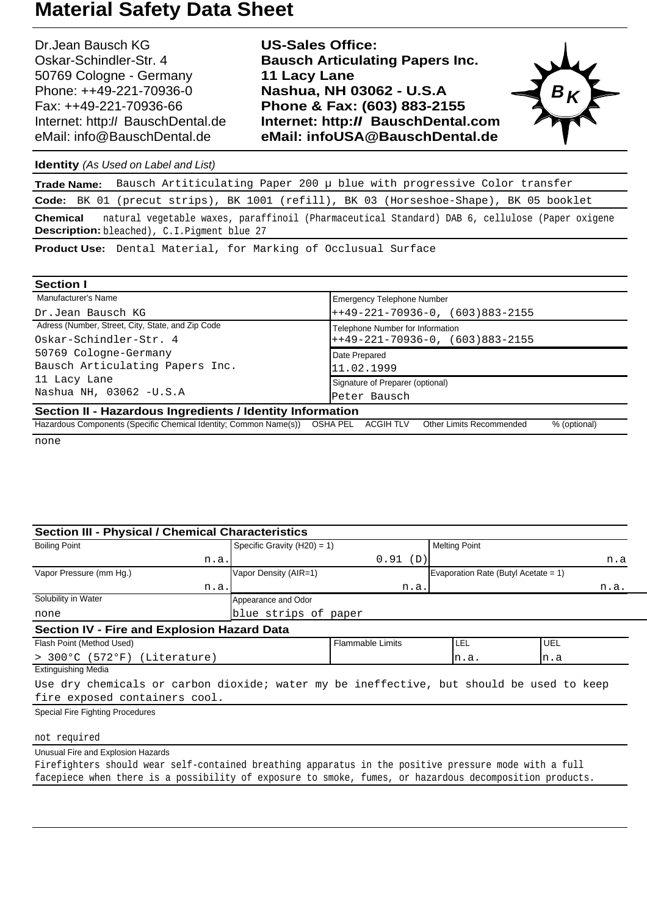# Material Safety Data Sheet

Dr.Jean Bausch KG
Oskar-Schindler-Str. 4
50769 Cologne - Germany
Phone: ++49-221-70936-0
Fax: ++49-221-70936-66
Internet: http:// BauschDental.de
eMail: info@BauschDental.de

**US-Sales Office:**
**Bausch Articulating Papers Inc.**
**11 Lacy Lane**
**Nashua, NH 03062 - U.S.A**
**Phone & Fax: (603) 883-2155**
**Internet: http:// BauschDental.com**
**eMail: infoUSA@BauschDental.de**

**Identity** *(As Used on Label and List)*

**Trade Name:** Bausch Artiticulating Paper 200 µ blue with progressive Color transfer

**Code:** BK 01 (precut strips), BK 1001 (refill), BK 03 (Horseshoe-Shape), BK 05 booklet

**Chemical Description:** natural vegetable waxes, paraffinoil (Pharmaceutical Standard) DAB 6, cellulose (Paper oxigene bleached), C.I.Pigment blue 27

**Product Use:** Dental Material, for Marking of Occlusual Surface

## Section I

| | |
|---|---|
| Manufacturer's Name<br>Dr.Jean Bausch KG | Emergency Telephone Number<br>++49-221-70936-0, (603)883-2155 |
| Adress (Number, Street, City, State, and Zip Code<br>Oskar-Schindler-Str. 4<br>50769 Cologne-Germany<br>Bausch Articulating Papers Inc.<br>11 Lacy Lane<br>Nashua NH, 03062 -U.S.A | Telephone Number for Information<br>++49-221-70936-0, (603)883-2155<br>Date Prepared<br>11.02.1999<br>Signature of Preparer (optional)<br>Peter Bausch |

## Section II - Hazardous Ingredients / Identity Information

| Hazardous Components (Specific Chemical Identity; Common Name(s)) | OSHA PEL | ACGIH TLV | Other Limits Recommended | % (optional) |
|---|---|---|---|---|
| none | | | | |

## Section III - Physical / Chemical Characteristics

| Boiling Point | Specific Gravity (H20) = 1) | Melting Point |
|---|---|---|
| n.a. | 0.91 (D) | n.a |
| **Vapor Pressure (mm Hg.)** | **Vapor Density (AIR=1)** | **Evaporation Rate (Butyl Acetate = 1)** |
| n.a. | n.a. | n.a. |
| **Solubility in Water** | **Appearance and Odor** | |
| none | blue strips of paper | |

## Section IV - Fire and Explosion Hazard Data

| Flash Point (Method Used) | Flammable Limits | LEL | UEL |
|---|---|---|---|
| > 300°C (572°F) (Literature) | | n.a. | n.a |

Extinguishing Media

Use dry chemicals or carbon dioxide; water my be ineffective, but should be used to keep fire exposed containers cool.

Special Fire Fighting Procedures

not required

Unusual Fire and Explosion Hazards

Firefighters should wear self-contained breathing apparatus in the positive pressure mode with a full facepiece when there is a possibility of exposure to smoke, fumes, or hazardous decomposition products.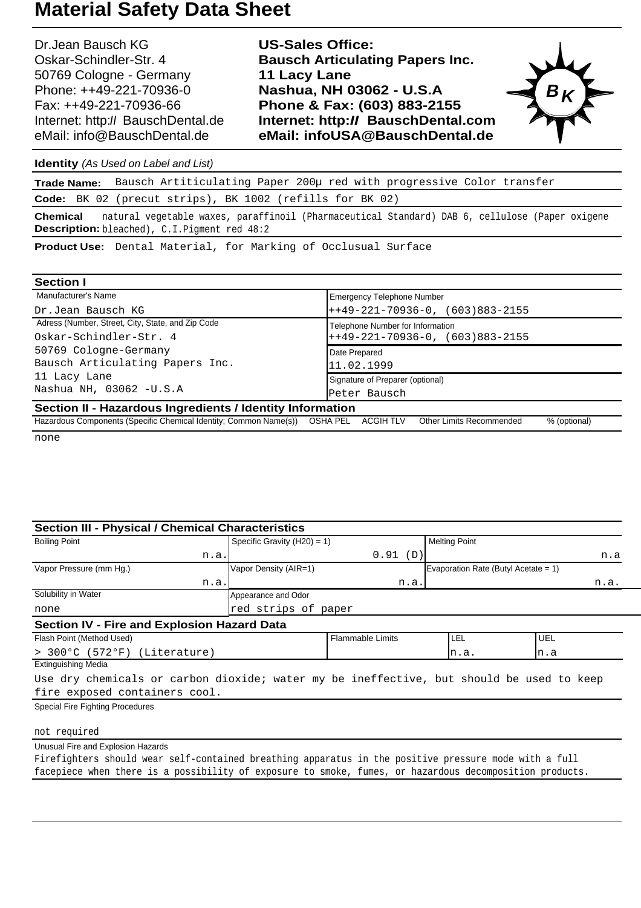// # Material Safety Data Sheet

Dr.Jean Bausch KG
Oskar-Schindler-Str. 4
50769 Cologne - Germany
Phone: ++49-221-70936-0
Fax: ++49-221-70936-66
Internet: http:// BauschDental.de
eMail: info@BauschDental.de

**US-Sales Office:**
**Bausch Articulating Papers Inc.**
**11 Lacy Lane**
**Nashua, NH 03062 - U.S.A**
**Phone & Fax: (603) 883-2155**
**Internet: http:// BauschDental.com**
**eMail: infoUSA@BauschDental.de**

**Identity** *(As Used on Label and List)*

**Trade Name:** Bausch Artiticulating Paper 200µ red with progressive Color transfer

**Code:** BK 02 (precut strips), BK 1002 (refills for BK 02)

**Chemical Description:** natural vegetable waxes, paraffinoil (Pharmaceutical Standard) DAB 6, cellulose (Paper oxigene bleached), C.I.Pigment red 48:2

**Product Use:** Dental Material, for Marking of Occlusual Surface

## Section I

| Manufacturer's Name | Emergency Telephone Number |
|---|---|
| Dr.Jean Bausch KG | ++49-221-70936-0, (603)883-2155 |
| **Adress (Number, Street, City, State, and Zip Code)** | **Telephone Number for Information** |
| Oskar-Schindler-Str. 4<br>50769 Cologne-Germany<br>Bausch Articulating Papers Inc.<br>11 Lacy Lane<br>Nashua NH, 03062 -U.S.A | ++49-221-70936-0, (603)883-2155 |
| | **Date Prepared** |
| | 11.02.1999 |
| | **Signature of Preparer (optional)** |
| | Peter Bausch |

## Section II - Hazardous Ingredients / Identity Information

| Hazardous Components (Specific Chemical Identity; Common Name(s)) | OSHA PEL | ACGIH TLV | Other Limits Recommended | % (optional) |
|---|---|---|---|---|
| none | | | | |

## Section III - Physical / Chemical Characteristics

| Boiling Point | Specific Gravity (H20) = 1) | Melting Point |
|---|---|---|
| n.a. | 0.91 (D) | n.a |
| **Vapor Pressure (mm Hg.)** | **Vapor Density (AIR=1)** | **Evaporation Rate (Butyl Acetate = 1)** |
| n.a. | n.a. | n.a. |
| **Solubility in Water** | **Appearance and Odor** | |
| none | red strips of paper | |

## Section IV - Fire and Explosion Hazard Data

| Flash Point (Method Used) | Flammable Limits | LEL | UEL |
|---|---|---|---|
| > 300°C (572°F) (Literature) | | n.a. | n.a |

Extinguishing Media

Use dry chemicals or carbon dioxide; water my be ineffective, but should be used to keep fire exposed containers cool.

Special Fire Fighting Procedures

not required

Unusual Fire and Explosion Hazards

Firefighters should wear self-contained breathing apparatus in the positive pressure mode with a full facepiece when there is a possibility of exposure to smoke, fumes, or hazardous decomposition products.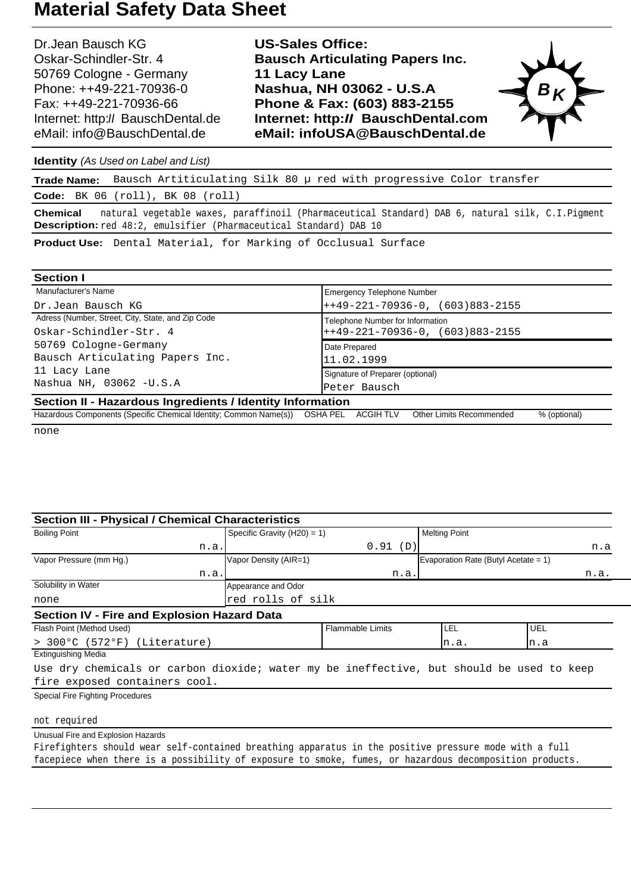# Material Safety Data Sheet

Dr.Jean Bausch KG
Oskar-Schindler-Str. 4
50769 Cologne - Germany
Phone: ++49-221-70936-0
Fax: ++49-221-70936-66
Internet: http:// BauschDental.de
eMail: info@BauschDental.de

**US-Sales Office:**
**Bausch Articulating Papers Inc.**
**11 Lacy Lane**
**Nashua, NH 03062 - U.S.A**
**Phone & Fax: (603) 883-2155**
**Internet: http:// BauschDental.com**
**eMail: infoUSA@BauschDental.de**

**Identity** *(As Used on Label and List)*

**Trade Name:** Bausch Artiticulating Silk 80 µ red with progressive Color transfer

**Code:** BK 06 (roll), BK 08 (roll)

**Chemical Description:** natural vegetable waxes, paraffinoil (Pharmaceutical Standard) DAB 6, natural silk, C.I.Pigment red 48:2, emulsifier (Pharmaceutical Standard) DAB 10

**Product Use:** Dental Material, for Marking of Occlusual Surface

## Section I

| Manufacturer's Name | Emergency Telephone Number |
|---|---|
| Dr.Jean Bausch KG | ++49-221-70936-0, (603)883-2155 |
| **Adress (Number, Street, City, State, and Zip Code** | **Telephone Number for Information** |
| Oskar-Schindler-Str. 4<br>50769 Cologne-Germany<br>Bausch Articulating Papers Inc.<br>11 Lacy Lane<br>Nashua NH, 03062 -U.S.A | ++49-221-70936-0, (603)883-2155<br>**Date Prepared**<br>11.02.1999<br>**Signature of Preparer (optional)**<br>Peter Bausch |

## Section II - Hazardous Ingredients / Identity Information

| Hazardous Components (Specific Chemical Identity; Common Name(s)) | OSHA PEL | ACGIH TLV | Other Limits Recommended | % (optional) |
|---|---|---|---|---|
| none | | | | |

## Section III - Physical / Chemical Characteristics

| Boiling Point | Specific Gravity (H20) = 1) | Melting Point |
|---|---|---|
| n.a. | 0.91 (D) | n.a |
| **Vapor Pressure (mm Hg.)** | **Vapor Density (AIR=1)** | **Evaporation Rate (Butyl Acetate = 1)** |
| n.a. | n.a. | n.a. |
| **Solubility in Water** | **Appearance and Odor** | |
| none | red rolls of silk | |

## Section IV - Fire and Explosion Hazard Data

| Flash Point (Method Used) | Flammable Limits | LEL | UEL |
|---|---|---|---|
| > 300°C (572°F) (Literature) | | n.a. | n.a |

Extinguishing Media

Use dry chemicals or carbon dioxide; water my be ineffective, but should be used to keep fire exposed containers cool.

Special Fire Fighting Procedures

not required

Unusual Fire and Explosion Hazards

Firefighters should wear self-contained breathing apparatus in the positive pressure mode with a full facepiece when there is a possibility of exposure to smoke, fumes, or hazardous decomposition products.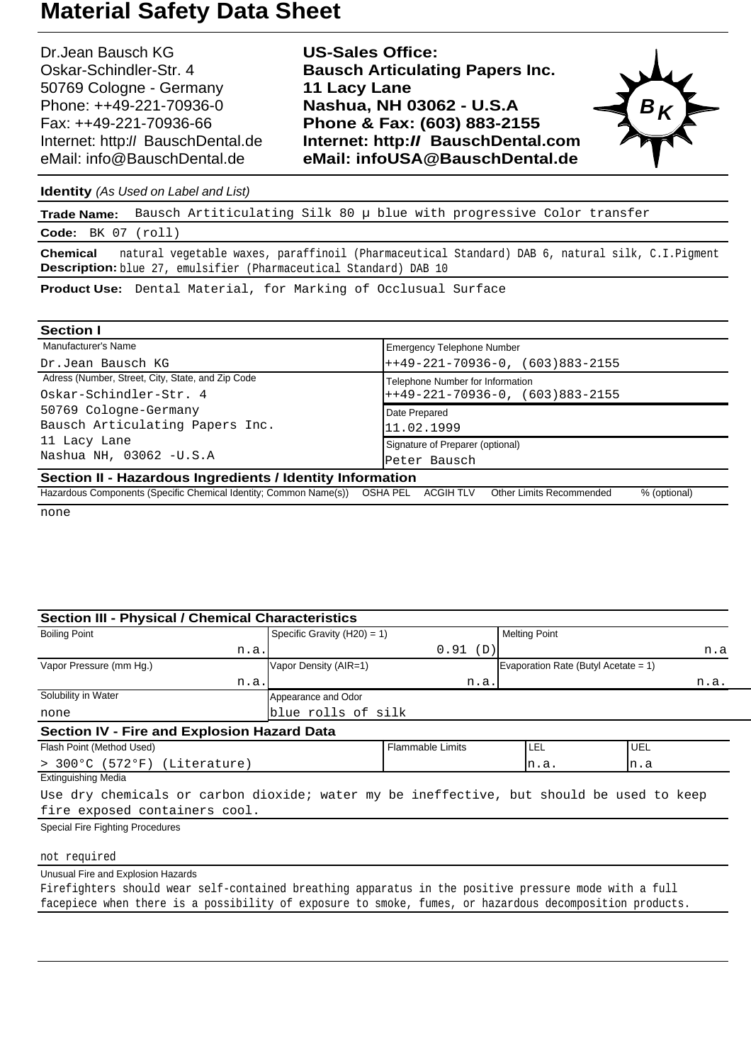# Material Safety Data Sheet

Dr.Jean Bausch KG
Oskar-Schindler-Str. 4
50769 Cologne - Germany
Phone: ++49-221-70936-0
Fax: ++49-221-70936-66
Internet: http:// BauschDental.de
eMail: info@BauschDental.de

**US-Sales Office:**
**Bausch Articulating Papers Inc.**
**11 Lacy Lane**
**Nashua, NH 03062 - U.S.A**
**Phone & Fax: (603) 883-2155**
**Internet: http:// BauschDental.com**
**eMail: infoUSA@BauschDental.de**

**Identity** *(As Used on Label and List)*

**Trade Name:** Bausch Artiticulating Silk 80 µ blue with progressive Color transfer

**Code:** BK 07 (roll)

**Chemical Description:** natural vegetable waxes, paraffinoil (Pharmaceutical Standard) DAB 6, natural silk, C.I.Pigment blue 27, emulsifier (Pharmaceutical Standard) DAB 10

**Product Use:** Dental Material, for Marking of Occlusual Surface

## Section I

| Manufacturer's Name | Emergency Telephone Number |
|---|---|
| Dr.Jean Bausch KG | ++49-221-70936-0, (603)883-2155 |
| Adress (Number, Street, City, State, and Zip Code) | Telephone Number for Information |
| Oskar-Schindler-Str. 4<br>50769 Cologne-Germany<br>Bausch Articulating Papers Inc.<br>11 Lacy Lane<br>Nashua NH, 03062 -U.S.A | ++49-221-70936-0, (603)883-2155<br>Date Prepared: 11.02.1999<br>Signature of Preparer (optional): Peter Bausch |

## Section II - Hazardous Ingredients / Identity Information

| Hazardous Components (Specific Chemical Identity; Common Name(s)) | OSHA PEL | ACGIH TLV | Other Limits Recommended | % (optional) |
|---|---|---|---|---|
| none | | | | |

## Section III - Physical / Chemical Characteristics

| Boiling Point | Specific Gravity (H20) = 1) | Melting Point |
|---|---|---|
| n.a. | 0.91 (D) | n.a |
| **Vapor Pressure (mm Hg.)** | **Vapor Density (AIR=1)** | **Evaporation Rate (Butyl Acetate = 1)** |
| n.a. | n.a. | n.a. |
| **Solubility in Water** | **Appearance and Odor** | |
| none | blue rolls of silk | |

## Section IV - Fire and Explosion Hazard Data

| Flash Point (Method Used) | Flammable Limits | LEL | UEL |
|---|---|---|---|
| > 300°C (572°F) (Literature) | | n.a. | n.a |

Extinguishing Media

Use dry chemicals or carbon dioxide; water my be ineffective, but should be used to keep fire exposed containers cool.

Special Fire Fighting Procedures

not required

Unusual Fire and Explosion Hazards

Firefighters should wear self-contained breathing apparatus in the positive pressure mode with a full facepiece when there is a possibility of exposure to smoke, fumes, or hazardous decomposition products.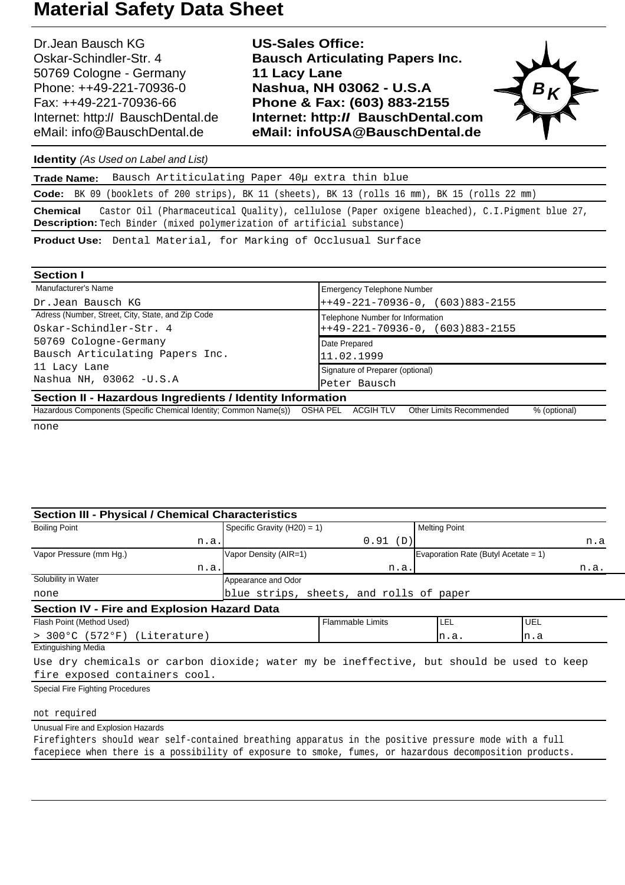# Material Safety Data Sheet

Dr.Jean Bausch KG
Oskar-Schindler-Str. 4
50769 Cologne - Germany
Phone: ++49-221-70936-0
Fax: ++49-221-70936-66
Internet: http:// BauschDental.de
eMail: info@BauschDental.de

**US-Sales Office:**
**Bausch Articulating Papers Inc.**
**11 Lacy Lane**
**Nashua, NH 03062 - U.S.A**
**Phone & Fax: (603) 883-2155**
**Internet: http:// BauschDental.com**
**eMail: infoUSA@BauschDental.de**

BK

**Identity** *(As Used on Label and List)*

**Trade Name:** Bausch Artiticulating Paper 40µ extra thin blue

**Code:** BK 09 (booklets of 200 strips), BK 11 (sheets), BK 13 (rolls 16 mm), BK 15 (rolls 22 mm)

**Chemical Description:** Castor Oil (Pharmaceutical Quality), cellulose (Paper oxigene bleached), C.I.Pigment blue 27, Tech Binder (mixed polymerization of artificial substance)

**Product Use:** Dental Material, for Marking of Occlusual Surface

## Section I

| | |
|---|---|
| Manufacturer's Name<br>Dr.Jean Bausch KG | Emergency Telephone Number<br>++49-221-70936-0, (603)883-2155 |
| Adress (Number, Street, City, State, and Zip Code)<br>Oskar-Schindler-Str. 4<br>50769 Cologne-Germany<br>Bausch Articulating Papers Inc.<br>11 Lacy Lane<br>Nashua NH, 03062 -U.S.A | Telephone Number for Information<br>++49-221-70936-0, (603)883-2155<br>Date Prepared<br>11.02.1999<br>Signature of Preparer (optional)<br>Peter Bausch |

## Section II - Hazardous Ingredients / Identity Information

| Hazardous Components (Specific Chemical Identity; Common Name(s)) | OSHA PEL | ACGIH TLV | Other Limits Recommended | % (optional) |
|---|---|---|---|---|
| none | | | | |

## Section III - Physical / Chemical Characteristics

| | | |
|---|---|---|
| Boiling Point<br>n.a. | Specific Gravity (H20) = 1)<br>0.91 (D) | Melting Point<br>n.a |
| Vapor Pressure (mm Hg.)<br>n.a. | Vapor Density (AIR=1)<br>n.a. | Evaporation Rate (Butyl Acetate = 1)<br>n.a. |
| Solubility in Water<br>none | Appearance and Odor<br>blue strips, sheets, and rolls of paper | |

## Section IV - Fire and Explosion Hazard Data

| Flash Point (Method Used) | Flammable Limits | LEL | UEL |
|---|---|---|---|
| > 300°C (572°F) (Literature) | | n.a. | n.a |

Extinguishing Media

Use dry chemicals or carbon dioxide; water my be ineffective, but should be used to keep fire exposed containers cool.

Special Fire Fighting Procedures

not required

Unusual Fire and Explosion Hazards

Firefighters should wear self-contained breathing apparatus in the positive pressure mode with a full facepiece when there is a possibility of exposure to smoke, fumes, or hazardous decomposition products.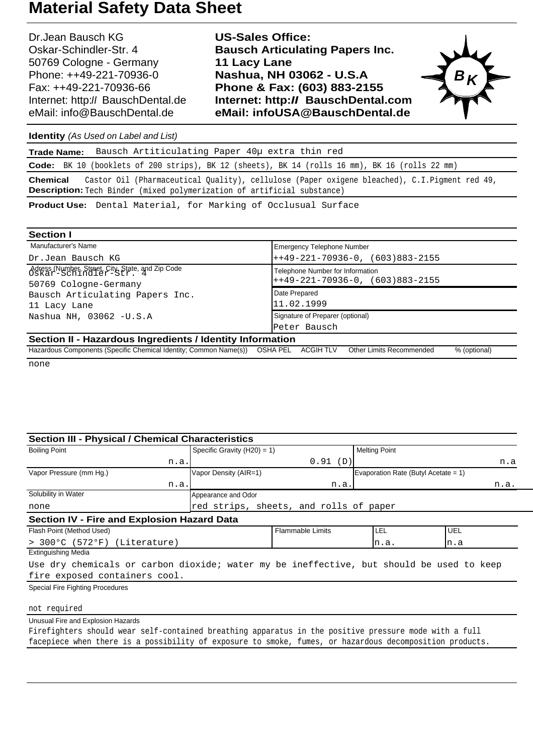# Material Safety Data Sheet

Dr.Jean Bausch KG
Oskar-Schindler-Str. 4
50769 Cologne - Germany
Phone: ++49-221-70936-0
Fax: ++49-221-70936-66
Internet: http:// BauschDental.de
eMail: info@BauschDental.de

**US-Sales Office:**
**Bausch Articulating Papers Inc.**
**11 Lacy Lane**
**Nashua, NH 03062 - U.S.A**
**Phone & Fax: (603) 883-2155**
**Internet: http:// BauschDental.com**
**eMail: infoUSA@BauschDental.de**

BK

**Identity** *(As Used on Label and List)*

**Trade Name:** Bausch Artiticulating Paper 40µ extra thin red

**Code:** BK 10 (booklets of 200 strips), BK 12 (sheets), BK 14 (rolls 16 mm), BK 16 (rolls 22 mm)

**Chemical Description:** Castor Oil (Pharmaceutical Quality), cellulose (Paper oxigene bleached), C.I.Pigment red 49, Tech Binder (mixed polymerization of artificial substance)

**Product Use:** Dental Material, for Marking of Occlusual Surface

## Section I

| Manufacturer's Name | Emergency Telephone Number |
|---|---|
| Dr.Jean Bausch KG | ++49-221-70936-0, (603)883-2155 |
| **Adress (Number, Street, City, State, and Zip Code** | **Telephone Number for Information** |
| Oskar-Schindler-Str. 4<br>50769 Cologne-Germany<br>Bausch Articulating Papers Inc.<br>11 Lacy Lane<br>Nashua NH, 03062 -U.S.A | ++49-221-70936-0, (603)883-2155<br>**Date Prepared**<br>11.02.1999<br>**Signature of Preparer (optional)**<br>Peter Bausch |

## Section II - Hazardous Ingredients / Identity Information

| Hazardous Components (Specific Chemical Identity; Common Name(s)) | OSHA PEL | ACGIH TLV | Other Limits Recommended | % (optional) |
|---|---|---|---|---|
| none | | | | |

## Section III - Physical / Chemical Characteristics

| Boiling Point | Specific Gravity (H20) = 1) | Melting Point |
|---|---|---|
| n.a. | 0.91 (D) | n.a |
| **Vapor Pressure (mm Hg.)** | **Vapor Density (AIR=1)** | **Evaporation Rate (Butyl Acetate = 1)** |
| n.a. | n.a. | n.a. |
| **Solubility in Water** | **Appearance and Odor** | |
| none | red strips, sheets, and rolls of paper | |

## Section IV - Fire and Explosion Hazard Data

| Flash Point (Method Used) | Flammable Limits | LEL | UEL |
|---|---|---|---|
| > 300°C (572°F) (Literature) | | n.a. | n.a |

Extinguishing Media

Use dry chemicals or carbon dioxide; water my be ineffective, but should be used to keep fire exposed containers cool.

Special Fire Fighting Procedures

not required

Unusual Fire and Explosion Hazards

Firefighters should wear self-contained breathing apparatus in the positive pressure mode with a full facepiece when there is a possibility of exposure to smoke, fumes, or hazardous decomposition products.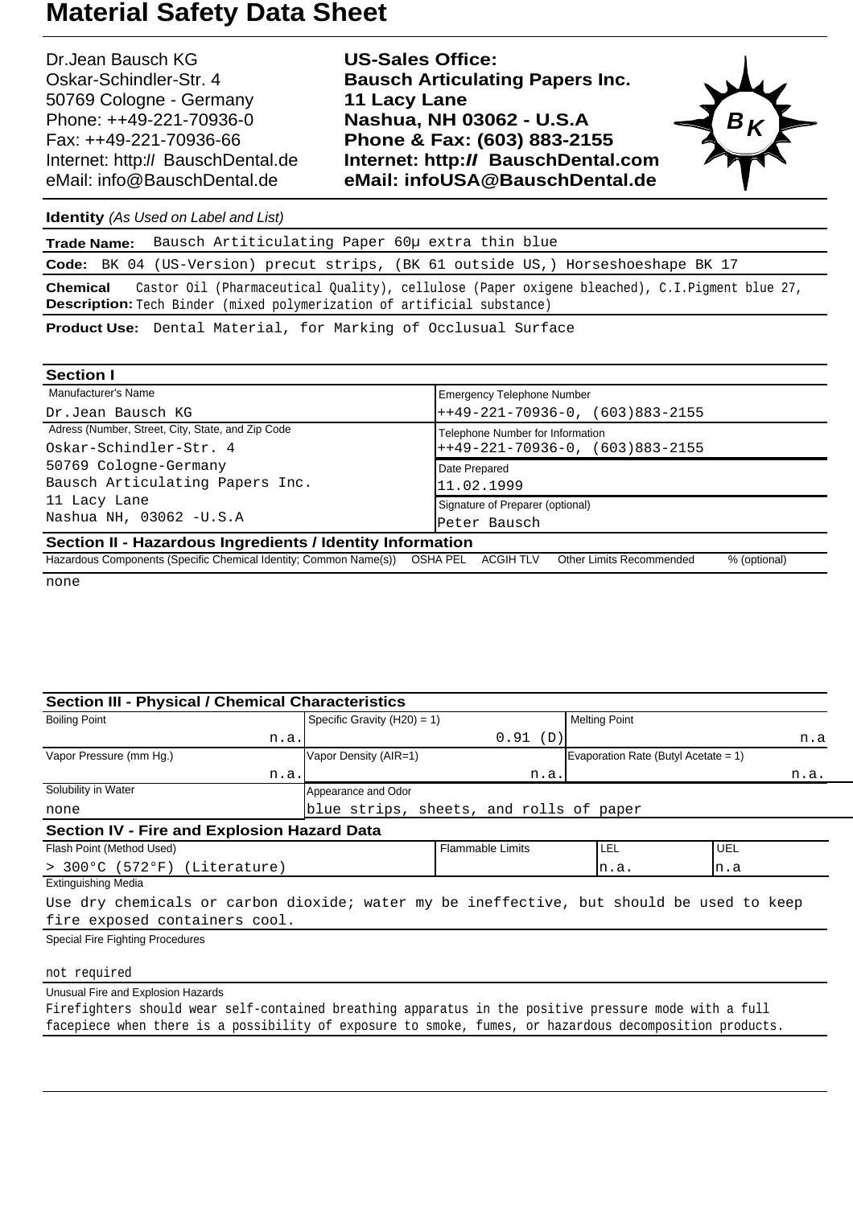# Material Safety Data Sheet

Dr.Jean Bausch KG
Oskar-Schindler-Str. 4
50769 Cologne - Germany
Phone: ++49-221-70936-0
Fax: ++49-221-70936-66
Internet: http:// BauschDental.de
eMail: info@BauschDental.de

**US-Sales Office:**
**Bausch Articulating Papers Inc.**
**11 Lacy Lane**
**Nashua, NH 03062 - U.S.A**
**Phone & Fax: (603) 883-2155**
**Internet: http:// BauschDental.com**
**eMail: infoUSA@BauschDental.de**

**Identity** *(As Used on Label and List)*

**Trade Name:** Bausch Artiticulating Paper 60µ extra thin blue

**Code:** BK 04 (US-Version) precut strips, (BK 61 outside US,) Horseshoeshape BK 17

**Chemical Description:** Castor Oil (Pharmaceutical Quality), cellulose (Paper oxigene bleached), C.I.Pigment blue 27, Tech Binder (mixed polymerization of artificial substance)

**Product Use:** Dental Material, for Marking of Occlusual Surface

## Section I

| Manufacturer's Name | Emergency Telephone Number |
|---|---|
| Dr.Jean Bausch KG | ++49-221-70936-0, (603)883-2155 |
| **Adress (Number, Street, City, State, and Zip Code)** | **Telephone Number for Information** |
| Oskar-Schindler-Str. 4<br>50769 Cologne-Germany<br>Bausch Articulating Papers Inc.<br>11 Lacy Lane<br>Nashua NH, 03062 -U.S.A | ++49-221-70936-0, (603)883-2155<br>**Date Prepared**<br>11.02.1999<br>**Signature of Preparer (optional)**<br>Peter Bausch |

## Section II - Hazardous Ingredients / Identity Information

| Hazardous Components (Specific Chemical Identity; Common Name(s)) | OSHA PEL | ACGIH TLV | Other Limits Recommended | % (optional) |
|---|---|---|---|---|
| none | | | | |

## Section III - Physical / Chemical Characteristics

| Boiling Point | Specific Gravity (H20) = 1) | Melting Point |
|---|---|---|
| n.a. | 0.91 (D) | n.a |
| **Vapor Pressure (mm Hg.)** | **Vapor Density (AIR=1)** | **Evaporation Rate (Butyl Acetate = 1)** |
| n.a. | n.a. | n.a. |
| **Solubility in Water** | **Appearance and Odor** | |
| none | blue strips, sheets, and rolls of paper | |

## Section IV - Fire and Explosion Hazard Data

| Flash Point (Method Used) | Flammable Limits | LEL | UEL |
|---|---|---|---|
| > 300°C (572°F) (Literature) | | n.a. | n.a |

Extinguishing Media

Use dry chemicals or carbon dioxide; water my be ineffective, but should be used to keep fire exposed containers cool.

Special Fire Fighting Procedures

not required

Unusual Fire and Explosion Hazards

Firefighters should wear self-contained breathing apparatus in the positive pressure mode with a full facepiece when there is a possibility of exposure to smoke, fumes, or hazardous decomposition products.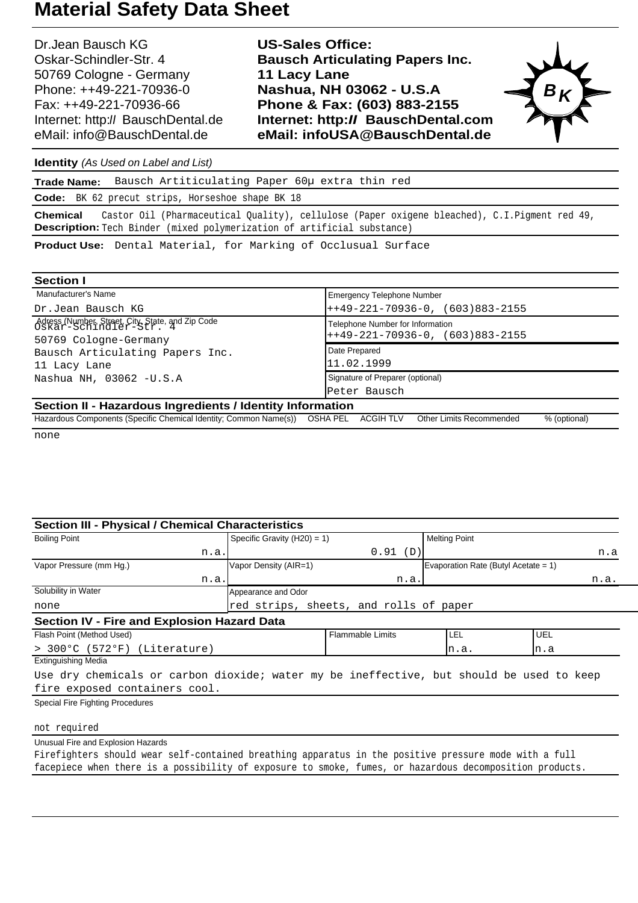# Material Safety Data Sheet

Dr.Jean Bausch KG
Oskar-Schindler-Str. 4
50769 Cologne - Germany
Phone: ++49-221-70936-0
Fax: ++49-221-70936-66
Internet: http:// BauschDental.de
eMail: info@BauschDental.de

**US-Sales Office:**
**Bausch Articulating Papers Inc.**
**11 Lacy Lane**
**Nashua, NH 03062 - U.S.A**
**Phone & Fax: (603) 883-2155**
**Internet: http:// BauschDental.com**
**eMail: infoUSA@BauschDental.de**

BK

**Identity** *(As Used on Label and List)*

**Trade Name:** Bausch Artiticulating Paper 60µ extra thin red

**Code:** BK 62 precut strips, Horseshoe shape BK 18

**Chemical Description:** Castor Oil (Pharmaceutical Quality), cellulose (Paper oxigene bleached), C.I.Pigment red 49, Tech Binder (mixed polymerization of artificial substance)

**Product Use:** Dental Material, for Marking of Occlusual Surface

## Section I

| Manufacturer's Name | Emergency Telephone Number |
|---|---|
| Dr.Jean Bausch KG | ++49-221-70936-0, (603)883-2155 |
| **Adress (Number, Street, City, State, and Zip Code** | **Telephone Number for Information** |
| Oskar-Schindler-Str. 4<br>50769 Cologne-Germany<br>Bausch Articulating Papers Inc.<br>11 Lacy Lane<br>Nashua NH, 03062 -U.S.A | ++49-221-70936-0, (603)883-2155 |
| | **Date Prepared** |
| | 11.02.1999 |
| | **Signature of Preparer (optional)** |
| | Peter Bausch |

## Section II - Hazardous Ingredients / Identity Information

| Hazardous Components (Specific Chemical Identity; Common Name(s)) | OSHA PEL | ACGIH TLV | Other Limits Recommended | % (optional) |
|---|---|---|---|---|
| none | | | | |

## Section III - Physical / Chemical Characteristics

| Boiling Point | Specific Gravity (H20) = 1) | Melting Point |
|---|---|---|
| n.a. | 0.91 (D) | n.a |
| **Vapor Pressure (mm Hg.)** | **Vapor Density (AIR=1)** | **Evaporation Rate (Butyl Acetate = 1)** |
| n.a. | n.a. | n.a. |
| **Solubility in Water** | **Appearance and Odor** | |
| none | red strips, sheets, and rolls of paper | |

## Section IV - Fire and Explosion Hazard Data

| Flash Point (Method Used) | Flammable Limits | LEL | UEL |
|---|---|---|---|
| > 300°C (572°F) (Literature) | | n.a. | n.a |

Extinguishing Media

Use dry chemicals or carbon dioxide; water my be ineffective, but should be used to keep fire exposed containers cool.

Special Fire Fighting Procedures

not required

Unusual Fire and Explosion Hazards

Firefighters should wear self-contained breathing apparatus in the positive pressure mode with a full facepiece when there is a possibility of exposure to smoke, fumes, or hazardous decomposition products.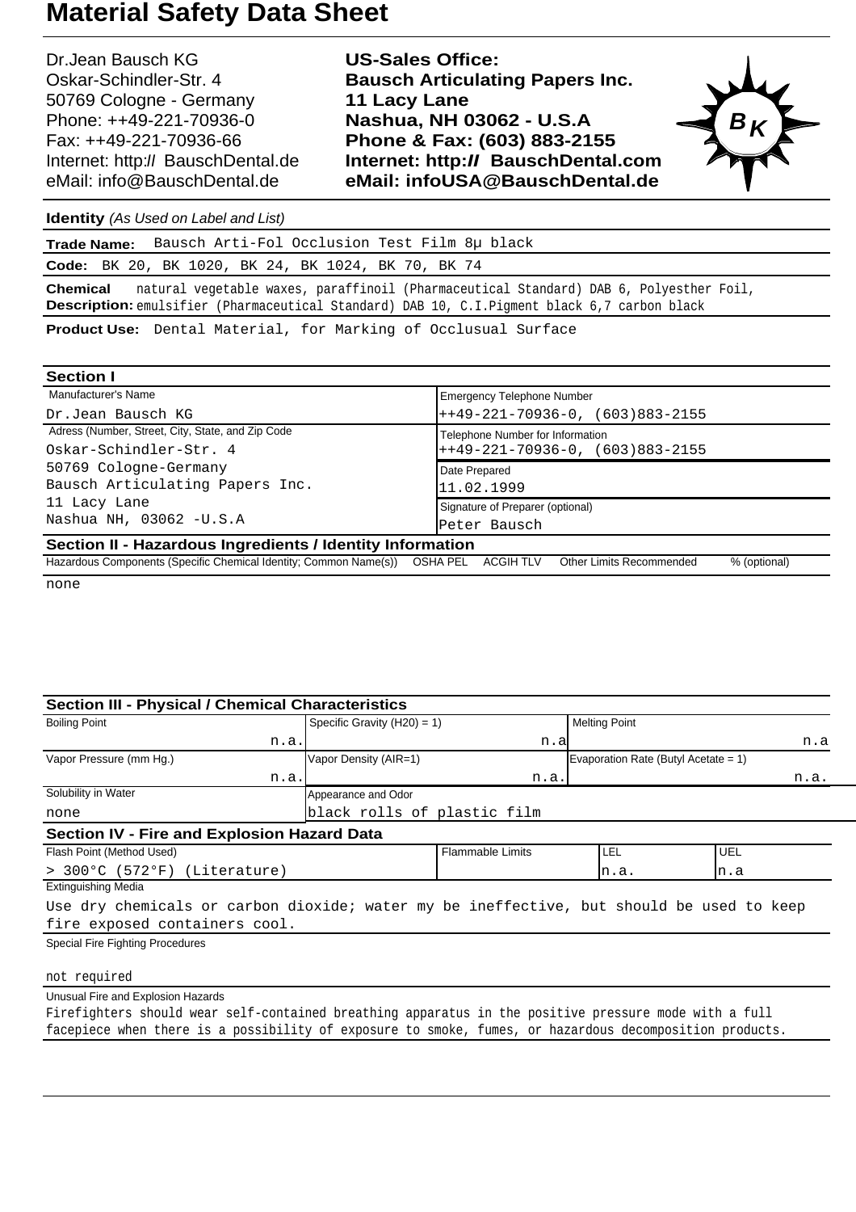# Material Safety Data Sheet

Dr.Jean Bausch KG
Oskar-Schindler-Str. 4
50769 Cologne - Germany
Phone: ++49-221-70936-0
Fax: ++49-221-70936-66
Internet: http:// BauschDental.de
eMail: info@BauschDental.de

**US-Sales Office:**
**Bausch Articulating Papers Inc.**
**11 Lacy Lane**
**Nashua, NH 03062 - U.S.A**
**Phone & Fax: (603) 883-2155**
**Internet: http:// BauschDental.com**
**eMail: infoUSA@BauschDental.de**

BK

**Identity** *(As Used on Label and List)*

**Trade Name:** Bausch Arti-Fol Occlusion Test Film 8µ black

**Code:** BK 20, BK 1020, BK 24, BK 1024, BK 70, BK 74

**Chemical Description:** natural vegetable waxes, paraffinoil (Pharmaceutical Standard) DAB 6, Polyesther Foil, emulsifier (Pharmaceutical Standard) DAB 10, C.I.Pigment black 6,7 carbon black

**Product Use:** Dental Material, for Marking of Occlusual Surface

## Section I

| Manufacturer's Name | Emergency Telephone Number |
|---|---|
| Dr.Jean Bausch KG | ++49-221-70936-0, (603)883-2155 |

| Adress (Number, Street, City, State, and Zip Code) | |
|---|---|
| Oskar-Schindler-Str. 4<br>50769 Cologne-Germany<br>Bausch Articulating Papers Inc.<br>11 Lacy Lane<br>Nashua NH, 03062 -U.S.A | Telephone Number for Information: ++49-221-70936-0, (603)883-2155<br>Date Prepared: 11.02.1999<br>Signature of Preparer (optional): Peter Bausch |

## Section II - Hazardous Ingredients / Identity Information

| Hazardous Components (Specific Chemical Identity; Common Name(s)) | OSHA PEL | ACGIH TLV | Other Limits Recommended | % (optional) |
|---|---|---|---|---|
| none | | | | |

## Section III - Physical / Chemical Characteristics

| Boiling Point | Specific Gravity (H20) = 1) | Melting Point |
|---|---|---|
| n.a. | n.a | n.a |
| **Vapor Pressure (mm Hg.)** | **Vapor Density (AIR=1)** | **Evaporation Rate (Butyl Acetate = 1)** |
| n.a. | n.a. | n.a. |
| **Solubility in Water** | **Appearance and Odor** | |
| none | black rolls of plastic film | |

## Section IV - Fire and Explosion Hazard Data

| Flash Point (Method Used) | Flammable Limits | LEL | UEL |
|---|---|---|---|
| > 300°C (572°F) (Literature) | | n.a. | n.a |

Extinguishing Media

Use dry chemicals or carbon dioxide; water my be ineffective, but should be used to keep fire exposed containers cool.

Special Fire Fighting Procedures

not required

Unusual Fire and Explosion Hazards

Firefighters should wear self-contained breathing apparatus in the positive pressure mode with a full facepiece when there is a possibility of exposure to smoke, fumes, or hazardous decomposition products.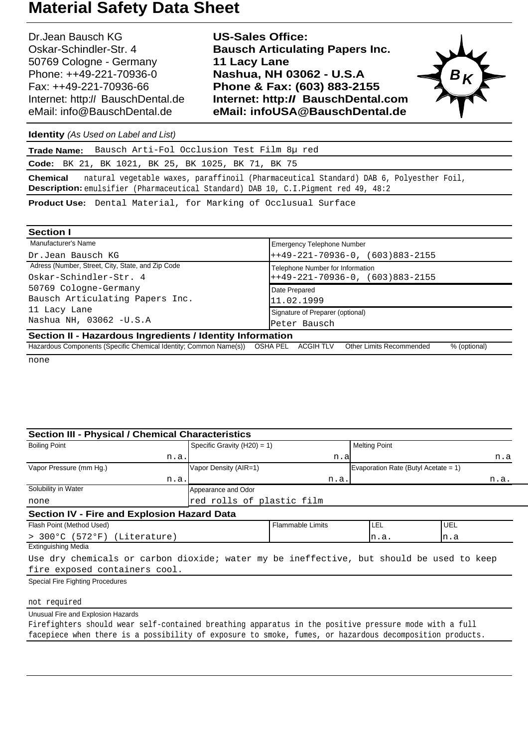# Material Safety Data Sheet

Dr.Jean Bausch KG
Oskar-Schindler-Str. 4
50769 Cologne - Germany
Phone: ++49-221-70936-0
Fax: ++49-221-70936-66
Internet: http:// BauschDental.de
eMail: info@BauschDental.de

**US-Sales Office:**
**Bausch Articulating Papers Inc.**
**11 Lacy Lane**
**Nashua, NH 03062 - U.S.A**
**Phone & Fax: (603) 883-2155**
**Internet: http:// BauschDental.com**
**eMail: infoUSA@BauschDental.de**

**Identity** *(As Used on Label and List)*

**Trade Name:** Bausch Arti-Fol Occlusion Test Film 8µ red

**Code:** BK 21, BK 1021, BK 25, BK 1025, BK 71, BK 75

**Chemical Description:** natural vegetable waxes, paraffinoil (Pharmaceutical Standard) DAB 6, Polyesther Foil, emulsifier (Pharmaceutical Standard) DAB 10, C.I.Pigment red 49, 48:2

**Product Use:** Dental Material, for Marking of Occlusual Surface

## Section I

| Manufacturer's Name | Emergency Telephone Number |
|---|---|
| Dr.Jean Bausch KG | ++49-221-70936-0, (603)883-2155 |
| **Adress (Number, Street, City, State, and Zip Code)** | **Telephone Number for Information** |
| Oskar-Schindler-Str. 4<br>50769 Cologne-Germany<br>Bausch Articulating Papers Inc.<br>11 Lacy Lane<br>Nashua NH, 03062 -U.S.A | ++49-221-70936-0, (603)883-2155<br>**Date Prepared**<br>11.02.1999<br>**Signature of Preparer (optional)**<br>Peter Bausch |

## Section II - Hazardous Ingredients / Identity Information

| Hazardous Components (Specific Chemical Identity; Common Name(s)) | OSHA PEL | ACGIH TLV | Other Limits Recommended | % (optional) |
|---|---|---|---|---|
| none | | | | |

## Section III - Physical / Chemical Characteristics

| Boiling Point | Specific Gravity (H20) = 1) | Melting Point |
|---|---|---|
| n.a. | n.a | n.a |
| **Vapor Pressure (mm Hg.)** | **Vapor Density (AIR=1)** | **Evaporation Rate (Butyl Acetate = 1)** |
| n.a. | n.a. | n.a. |
| **Solubility in Water** | **Appearance and Odor** | |
| none | red rolls of plastic film | |

## Section IV - Fire and Explosion Hazard Data

| Flash Point (Method Used) | Flammable Limits | LEL | UEL |
|---|---|---|---|
| > 300°C (572°F) (Literature) | | n.a. | n.a |

**Extinguishing Media**

Use dry chemicals or carbon dioxide; water my be ineffective, but should be used to keep fire exposed containers cool.

**Special Fire Fighting Procedures**

not required

**Unusual Fire and Explosion Hazards**

Firefighters should wear self-contained breathing apparatus in the positive pressure mode with a full facepiece when there is a possibility of exposure to smoke, fumes, or hazardous decomposition products.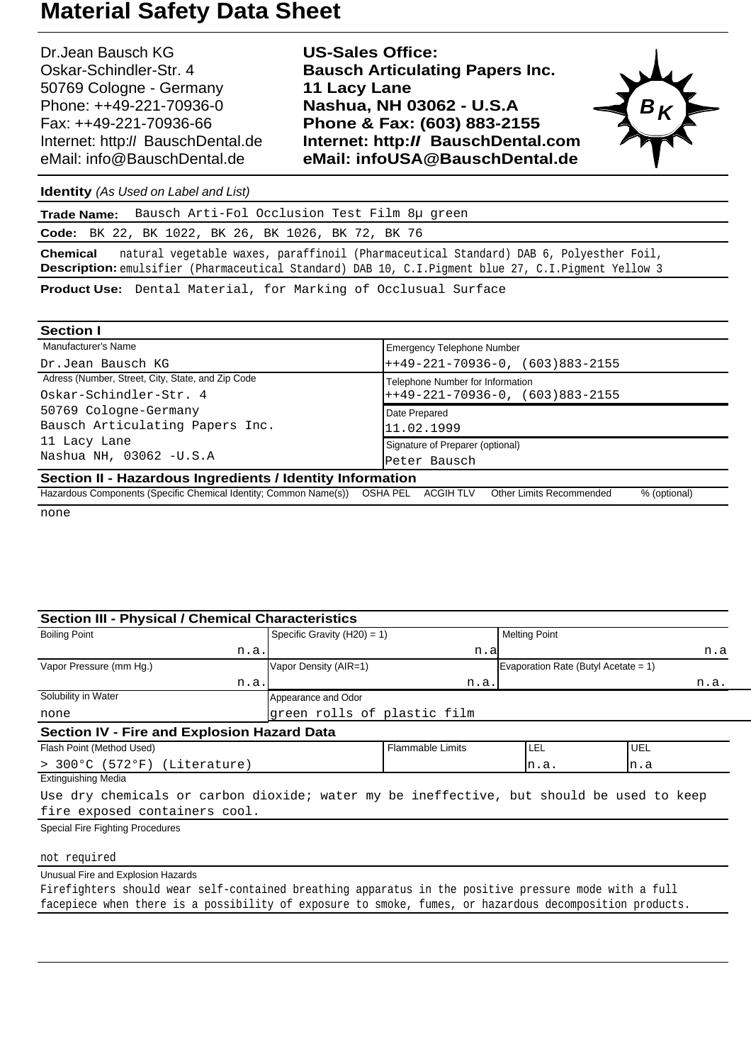# Material Safety Data Sheet

Dr.Jean Bausch KG
Oskar-Schindler-Str. 4
50769 Cologne - Germany
Phone: ++49-221-70936-0
Fax: ++49-221-70936-66
Internet: http:// BauschDental.de
eMail: info@BauschDental.de

**US-Sales Office:**
**Bausch Articulating Papers Inc.**
**11 Lacy Lane**
**Nashua, NH 03062 - U.S.A**
**Phone & Fax: (603) 883-2155**
**Internet: http:// BauschDental.com**
**eMail: infoUSA@BauschDental.de**

**Identity** *(As Used on Label and List)*

**Trade Name:** Bausch Arti-Fol Occlusion Test Film 8µ green

**Code:** BK 22, BK 1022, BK 26, BK 1026, BK 72, BK 76

**Chemical Description:** natural vegetable waxes, paraffinoil (Pharmaceutical Standard) DAB 6, Polyesther Foil, emulsifier (Pharmaceutical Standard) DAB 10, C.I.Pigment blue 27, C.I.Pigment Yellow 3

**Product Use:** Dental Material, for Marking of Occlusual Surface

## Section I

| | |
|---|---|
| Manufacturer's Name<br>Dr.Jean Bausch KG | Emergency Telephone Number<br>++49-221-70936-0, (603)883-2155 |
| Adress (Number, Street, City, State, and Zip Code)<br>Oskar-Schindler-Str. 4<br>50769 Cologne-Germany<br>Bausch Articulating Papers Inc.<br>11 Lacy Lane<br>Nashua NH, 03062 -U.S.A | Telephone Number for Information<br>++49-221-70936-0, (603)883-2155<br>Date Prepared<br>11.02.1999<br>Signature of Preparer (optional)<br>Peter Bausch |

## Section II - Hazardous Ingredients / Identity Information

| Hazardous Components (Specific Chemical Identity; Common Name(s)) | OSHA PEL | ACGIH TLV | Other Limits Recommended | % (optional) |
|---|---|---|---|---|
| none | | | | |

## Section III - Physical / Chemical Characteristics

| Boiling Point | Specific Gravity (H20) = 1) | Melting Point |
|---|---|---|
| n.a. | n.a | n.a |
| **Vapor Pressure (mm Hg.)** | **Vapor Density (AIR=1)** | **Evaporation Rate (Butyl Acetate = 1)** |
| n.a. | n.a. | n.a. |
| **Solubility in Water** | **Appearance and Odor** | |
| none | green rolls of plastic film | |

## Section IV - Fire and Explosion Hazard Data

| Flash Point (Method Used) | Flammable Limits | LEL | UEL |
|---|---|---|---|
| > 300°C (572°F) (Literature) | | n.a. | n.a |

Extinguishing Media

Use dry chemicals or carbon dioxide; water my be ineffective, but should be used to keep fire exposed containers cool.

Special Fire Fighting Procedures

not required

Unusual Fire and Explosion Hazards

Firefighters should wear self-contained breathing apparatus in the positive pressure mode with a full facepiece when there is a possibility of exposure to smoke, fumes, or hazardous decomposition products.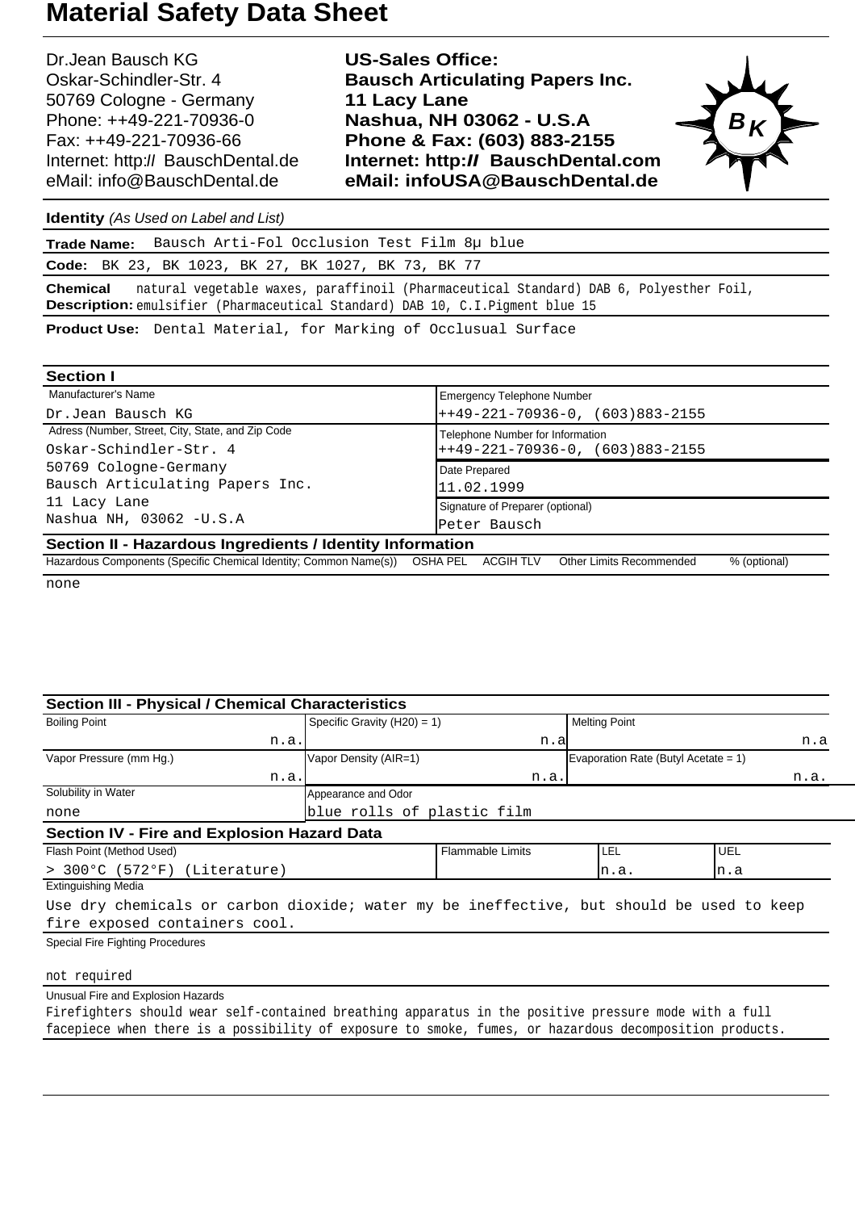# Material Safety Data Sheet

Dr.Jean Bausch KG
Oskar-Schindler-Str. 4
50769 Cologne - Germany
Phone: ++49-221-70936-0
Fax: ++49-221-70936-66
Internet: http:// BauschDental.de
eMail: info@BauschDental.de

**US-Sales Office:**
**Bausch Articulating Papers Inc.**
**11 Lacy Lane**
**Nashua, NH 03062 - U.S.A**
**Phone & Fax: (603) 883-2155**
**Internet: http:// BauschDental.com**
**eMail: infoUSA@BauschDental.de**

**Identity** *(As Used on Label and List)*

**Trade Name:** Bausch Arti-Fol Occlusion Test Film 8µ blue

**Code:** BK 23, BK 1023, BK 27, BK 1027, BK 73, BK 77

**Chemical Description:** natural vegetable waxes, paraffinoil (Pharmaceutical Standard) DAB 6, Polyesther Foil, emulsifier (Pharmaceutical Standard) DAB 10, C.I.Pigment blue 15

**Product Use:** Dental Material, for Marking of Occlusual Surface

## Section I

| | |
|---|---|
| Manufacturer's Name<br>Dr.Jean Bausch KG | Emergency Telephone Number<br>++49-221-70936-0, (603)883-2155 |
| Adress (Number, Street, City, State, and Zip Code)<br>Oskar-Schindler-Str. 4<br>50769 Cologne-Germany<br>Bausch Articulating Papers Inc.<br>11 Lacy Lane<br>Nashua NH, 03062 -U.S.A | Telephone Number for Information<br>++49-221-70936-0, (603)883-2155<br>Date Prepared<br>11.02.1999<br>Signature of Preparer (optional)<br>Peter Bausch |

## Section II - Hazardous Ingredients / Identity Information

| Hazardous Components (Specific Chemical Identity; Common Name(s)) | OSHA PEL | ACGIH TLV | Other Limits Recommended | % (optional) |
|---|---|---|---|---|
| none | | | | |

## Section III - Physical / Chemical Characteristics

| Boiling Point | Specific Gravity (H20) = 1) | Melting Point |
|---|---|---|
| n.a. | n.a | n.a |
| **Vapor Pressure (mm Hg.)** | **Vapor Density (AIR=1)** | **Evaporation Rate (Butyl Acetate = 1)** |
| n.a. | n.a. | n.a. |
| **Solubility in Water** | **Appearance and Odor** | |
| none | blue rolls of plastic film | |

## Section IV - Fire and Explosion Hazard Data

| Flash Point (Method Used) | Flammable Limits | LEL | UEL |
|---|---|---|---|
| > 300°C (572°F) (Literature) | | n.a. | n.a |

Extinguishing Media

Use dry chemicals or carbon dioxide; water my be ineffective, but should be used to keep fire exposed containers cool.

Special Fire Fighting Procedures

not required

Unusual Fire and Explosion Hazards

Firefighters should wear self-contained breathing apparatus in the positive pressure mode with a full facepiece when there is a possibility of exposure to smoke, fumes, or hazardous decomposition products.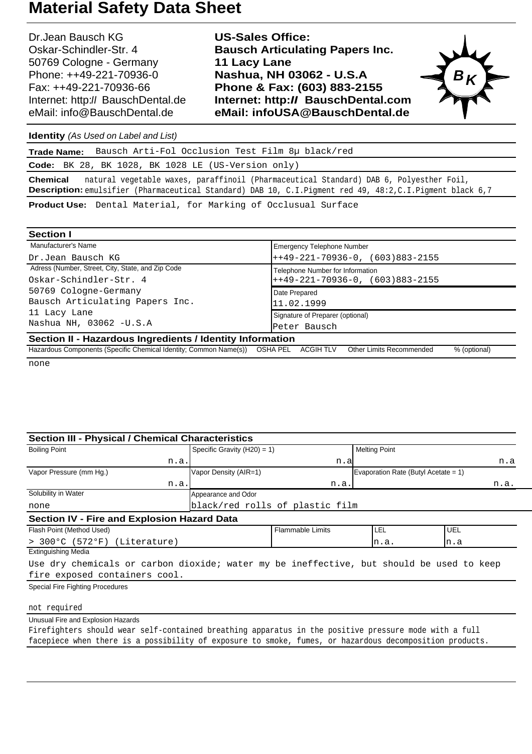# Material Safety Data Sheet

Dr.Jean Bausch KG
Oskar-Schindler-Str. 4
50769 Cologne - Germany
Phone: ++49-221-70936-0
Fax: ++49-221-70936-66
Internet: http:// BauschDental.de
eMail: info@BauschDental.de

**US-Sales Office:**
**Bausch Articulating Papers Inc.**
**11 Lacy Lane**
**Nashua, NH 03062 - U.S.A**
**Phone & Fax: (603) 883-2155**
**Internet: http:// BauschDental.com**
**eMail: infoUSA@BauschDental.de**

**Identity** *(As Used on Label and List)*

**Trade Name:** Bausch Arti-Fol Occlusion Test Film 8µ black/red

**Code:** BK 28, BK 1028, BK 1028 LE (US-Version only)

**Chemical Description:** natural vegetable waxes, paraffinoil (Pharmaceutical Standard) DAB 6, Polyesther Foil, emulsifier (Pharmaceutical Standard) DAB 10, C.I.Pigment red 49, 48:2,C.I.Pigment black 6,7

**Product Use:** Dental Material, for Marking of Occlusual Surface

## Section I

| Manufacturer's Name | Emergency Telephone Number |
|---|---|
| Dr.Jean Bausch KG | ++49-221-70936-0, (603)883-2155 |
| **Adress (Number, Street, City, State, and Zip Code)** | **Telephone Number for Information** |
| Oskar-Schindler-Str. 4<br>50769 Cologne-Germany<br>Bausch Articulating Papers Inc.<br>11 Lacy Lane<br>Nashua NH, 03062 -U.S.A | ++49-221-70936-0, (603)883-2155<br>**Date Prepared**<br>11.02.1999<br>**Signature of Preparer (optional)**<br>Peter Bausch |

## Section II - Hazardous Ingredients / Identity Information

| Hazardous Components (Specific Chemical Identity; Common Name(s)) | OSHA PEL | ACGIH TLV | Other Limits Recommended | % (optional) |
|---|---|---|---|---|
| none | | | | |

## Section III - Physical / Chemical Characteristics

| Boiling Point | Specific Gravity (H20) = 1) | Melting Point |
|---|---|---|
| n.a. | n.a | n.a |
| **Vapor Pressure (mm Hg.)** | **Vapor Density (AIR=1)** | **Evaporation Rate (Butyl Acetate = 1)** |
| n.a. | n.a. | n.a. |
| **Solubility in Water** | **Appearance and Odor** | |
| none | black/red rolls of plastic film | |

## Section IV - Fire and Explosion Hazard Data

| Flash Point (Method Used) | Flammable Limits | LEL | UEL |
|---|---|---|---|
| > 300°C (572°F) (Literature) | | n.a. | n.a |

**Extinguishing Media**

Use dry chemicals or carbon dioxide; water my be ineffective, but should be used to keep fire exposed containers cool.

**Special Fire Fighting Procedures**

not required

**Unusual Fire and Explosion Hazards**

Firefighters should wear self-contained breathing apparatus in the positive pressure mode with a full facepiece when there is a possibility of exposure to smoke, fumes, or hazardous decomposition products.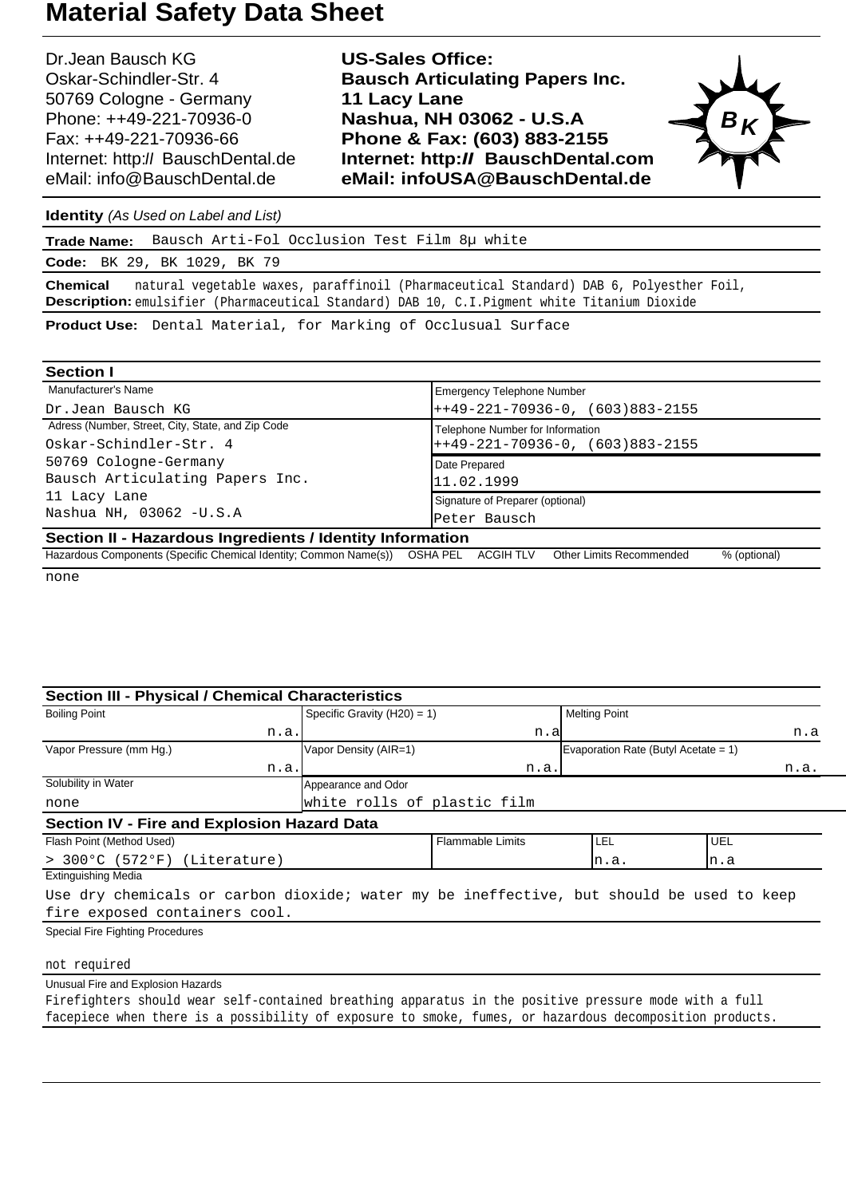# Material Safety Data Sheet

Dr.Jean Bausch KG
Oskar-Schindler-Str. 4
50769 Cologne - Germany
Phone: ++49-221-70936-0
Fax: ++49-221-70936-66
Internet: http:// BauschDental.de
eMail: info@BauschDental.de

**US-Sales Office:**
**Bausch Articulating Papers Inc.**
**11 Lacy Lane**
**Nashua, NH 03062 - U.S.A**
**Phone & Fax: (603) 883-2155**
**Internet: http:// BauschDental.com**
**eMail: infoUSA@BauschDental.de**

BK

**Identity** *(As Used on Label and List)*

**Trade Name:** Bausch Arti-Fol Occlusion Test Film 8µ white

**Code:** BK 29, BK 1029, BK 79

**Chemical Description:** natural vegetable waxes, paraffinoil (Pharmaceutical Standard) DAB 6, Polyesther Foil, emulsifier (Pharmaceutical Standard) DAB 10, C.I.Pigment white Titanium Dioxide

**Product Use:** Dental Material, for Marking of Occlusual Surface

## Section I

| | |
|---|---|
| Manufacturer's Name<br>Dr.Jean Bausch KG | Emergency Telephone Number<br>++49-221-70936-0, (603)883-2155 |
| Adress (Number, Street, City, State, and Zip Code<br>Oskar-Schindler-Str. 4<br>50769 Cologne-Germany<br>Bausch Articulating Papers Inc.<br>11 Lacy Lane<br>Nashua NH, 03062 -U.S.A | Telephone Number for Information<br>++49-221-70936-0, (603)883-2155<br>Date Prepared<br>11.02.1999<br>Signature of Preparer (optional)<br>Peter Bausch |

## Section II - Hazardous Ingredients / Identity Information

| Hazardous Components (Specific Chemical Identity; Common Name(s)) | OSHA PEL | ACGIH TLV | Other Limits Recommended | % (optional) |
|---|---|---|---|---|
| none | | | | |

## Section III - Physical / Chemical Characteristics

| Boiling Point | Specific Gravity (H20) = 1) | Melting Point |
|---|---|---|
| n.a. | n.a | n.a |
| **Vapor Pressure (mm Hg.)** | **Vapor Density (AIR=1)** | **Evaporation Rate (Butyl Acetate = 1)** |
| n.a. | n.a. | n.a. |
| **Solubility in Water** | **Appearance and Odor** | |
| none | white rolls of plastic film | |

## Section IV - Fire and Explosion Hazard Data

| Flash Point (Method Used) | Flammable Limits | LEL | UEL |
|---|---|---|---|
| > 300°C (572°F) (Literature) | | n.a. | n.a |

Extinguishing Media

Use dry chemicals or carbon dioxide; water my be ineffective, but should be used to keep fire exposed containers cool.

Special Fire Fighting Procedures

not required

Unusual Fire and Explosion Hazards

Firefighters should wear self-contained breathing apparatus in the positive pressure mode with a full facepiece when there is a possibility of exposure to smoke, fumes, or hazardous decomposition products.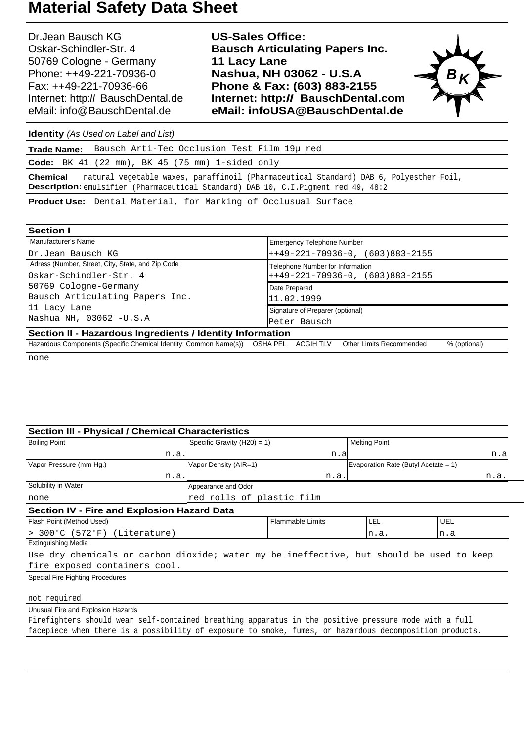# Material Safety Data Sheet

Dr.Jean Bausch KG
Oskar-Schindler-Str. 4
50769 Cologne - Germany
Phone: ++49-221-70936-0
Fax: ++49-221-70936-66
Internet: http:// BauschDental.de
eMail: info@BauschDental.de

**US-Sales Office:**
**Bausch Articulating Papers Inc.**
**11 Lacy Lane**
**Nashua, NH 03062 - U.S.A**
**Phone & Fax: (603) 883-2155**
**Internet: http:// BauschDental.com**
**eMail: infoUSA@BauschDental.de**

**Identity** *(As Used on Label and List)*

**Trade Name:** Bausch Arti-Tec Occlusion Test Film 19µ red

**Code:** BK 41 (22 mm), BK 45 (75 mm) 1-sided only

**Chemical Description:** natural vegetable waxes, paraffinoil (Pharmaceutical Standard) DAB 6, Polyesther Foil, emulsifier (Pharmaceutical Standard) DAB 10, C.I.Pigment red 49, 48:2

**Product Use:** Dental Material, for Marking of Occlusual Surface

## Section I

| Manufacturer's Name | Emergency Telephone Number |
|---|---|
| Dr.Jean Bausch KG | ++49-221-70936-0, (603)883-2155 |
| **Adress (Number, Street, City, State, and Zip Code)** | **Telephone Number for Information** |
| Oskar-Schindler-Str. 4<br>50769 Cologne-Germany<br>Bausch Articulating Papers Inc.<br>11 Lacy Lane<br>Nashua NH, 03062 -U.S.A | ++49-221-70936-0, (603)883-2155<br>**Date Prepared:** 11.02.1999<br>**Signature of Preparer (optional):** Peter Bausch |

## Section II - Hazardous Ingredients / Identity Information

| Hazardous Components (Specific Chemical Identity; Common Name(s)) | OSHA PEL | ACGIH TLV | Other Limits Recommended | % (optional) |
|---|---|---|---|---|
| none | | | | |

## Section III - Physical / Chemical Characteristics

| Boiling Point | Specific Gravity (H20) = 1) | Melting Point |
|---|---|---|
| n.a. | n.a | n.a |
| **Vapor Pressure (mm Hg.)** | **Vapor Density (AIR=1)** | **Evaporation Rate (Butyl Acetate = 1)** |
| n.a. | n.a. | n.a. |
| **Solubility in Water** | **Appearance and Odor** | |
| none | red rolls of plastic film | |

## Section IV - Fire and Explosion Hazard Data

| Flash Point (Method Used) | Flammable Limits | LEL | UEL |
|---|---|---|---|
| > 300°C (572°F) (Literature) | | n.a. | n.a |

**Extinguishing Media**

Use dry chemicals or carbon dioxide; water my be ineffective, but should be used to keep fire exposed containers cool.

**Special Fire Fighting Procedures**

not required

**Unusual Fire and Explosion Hazards**

Firefighters should wear self-contained breathing apparatus in the positive pressure mode with a full facepiece when there is a possibility of exposure to smoke, fumes, or hazardous decomposition products.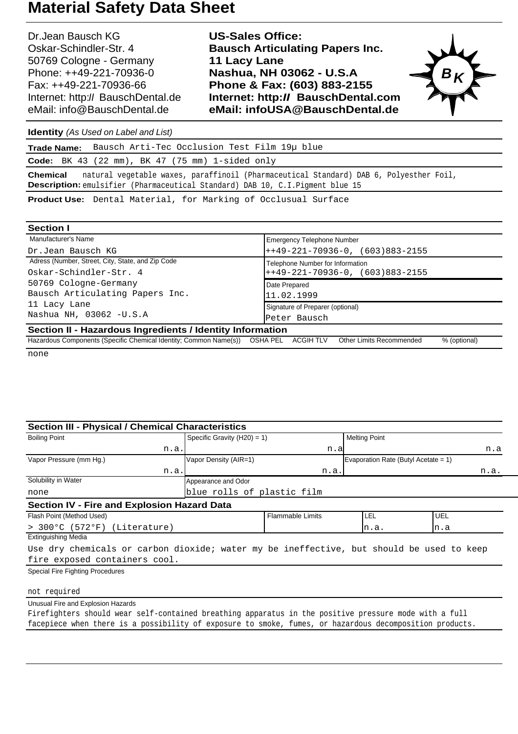# Material Safety Data Sheet

Dr.Jean Bausch KG
Oskar-Schindler-Str. 4
50769 Cologne - Germany
Phone: ++49-221-70936-0
Fax: ++49-221-70936-66
Internet: http:// BauschDental.de
eMail: info@BauschDental.de

**US-Sales Office:**
**Bausch Articulating Papers Inc.**
**11 Lacy Lane**
**Nashua, NH 03062 - U.S.A**
**Phone & Fax: (603) 883-2155**
**Internet: http:// BauschDental.com**
**eMail: infoUSA@BauschDental.de**

BK

**Identity** *(As Used on Label and List)*

**Trade Name:** Bausch Arti-Tec Occlusion Test Film 19µ blue

**Code:** BK 43 (22 mm), BK 47 (75 mm) 1-sided only

**Chemical Description:** natural vegetable waxes, paraffinoil (Pharmaceutical Standard) DAB 6, Polyesther Foil, emulsifier (Pharmaceutical Standard) DAB 10, C.I.Pigment blue 15

**Product Use:** Dental Material, for Marking of Occlusual Surface

## Section I

| | |
|---|---|
| Manufacturer's Name<br>Dr.Jean Bausch KG | Emergency Telephone Number<br>++49-221-70936-0, (603)883-2155 |
| Adress (Number, Street, City, State, and Zip Code<br>Oskar-Schindler-Str. 4<br>50769 Cologne-Germany<br>Bausch Articulating Papers Inc.<br>11 Lacy Lane<br>Nashua NH, 03062 -U.S.A | Telephone Number for Information<br>++49-221-70936-0, (603)883-2155<br>Date Prepared<br>11.02.1999<br>Signature of Preparer (optional)<br>Peter Bausch |

## Section II - Hazardous Ingredients / Identity Information

| Hazardous Components (Specific Chemical Identity; Common Name(s)) | OSHA PEL | ACGIH TLV | Other Limits Recommended | % (optional) |
|---|---|---|---|---|
| none | | | | |

## Section III - Physical / Chemical Characteristics

| Boiling Point | Specific Gravity (H20) = 1) | Melting Point |
|---|---|---|
| n.a. | n.a | n.a |
| **Vapor Pressure (mm Hg.)** | **Vapor Density (AIR=1)** | **Evaporation Rate (Butyl Acetate = 1)** |
| n.a. | n.a. | n.a. |
| **Solubility in Water** | **Appearance and Odor** | |
| none | blue rolls of plastic film | |

## Section IV - Fire and Explosion Hazard Data

| Flash Point (Method Used) | Flammable Limits | LEL | UEL |
|---|---|---|---|
| > 300°C (572°F) (Literature) | | n.a. | n.a |

Extinguishing Media

Use dry chemicals or carbon dioxide; water my be ineffective, but should be used to keep fire exposed containers cool.

Special Fire Fighting Procedures

not required

Unusual Fire and Explosion Hazards

Firefighters should wear self-contained breathing apparatus in the positive pressure mode with a full facepiece when there is a possibility of exposure to smoke, fumes, or hazardous decomposition products.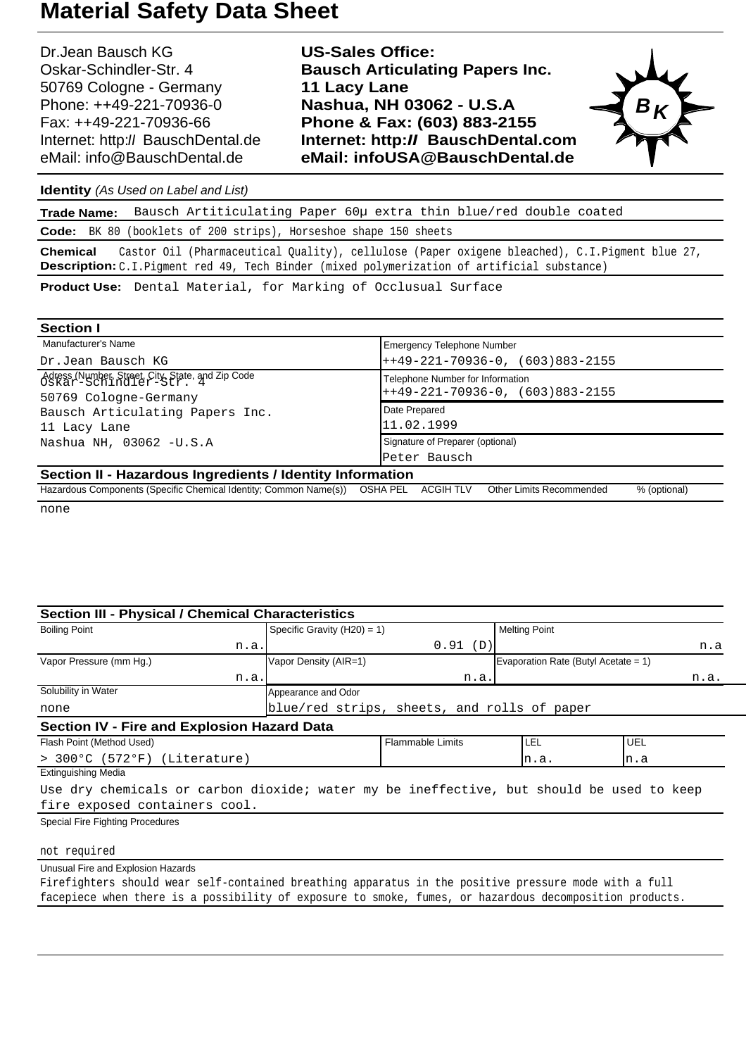# Material Safety Data Sheet

Dr.Jean Bausch KG
Oskar-Schindler-Str. 4
50769 Cologne - Germany
Phone: ++49-221-70936-0
Fax: ++49-221-70936-66
Internet: http:// BauschDental.de
eMail: info@BauschDental.de

**US-Sales Office:**
**Bausch Articulating Papers Inc.**
**11 Lacy Lane**
**Nashua, NH 03062 - U.S.A**
**Phone & Fax: (603) 883-2155**
**Internet: http:// BauschDental.com**
**eMail: infoUSA@BauschDental.de**

BK

**Identity** *(As Used on Label and List)*

**Trade Name:** Bausch Artiticulating Paper 60µ extra thin blue/red double coated

**Code:** BK 80 (booklets of 200 strips), Horseshoe shape 150 sheets

**Chemical Description:** Castor Oil (Pharmaceutical Quality), cellulose (Paper oxigene bleached), C.I.Pigment blue 27, C.I.Pigment red 49, Tech Binder (mixed polymerization of artificial substance)

**Product Use:** Dental Material, for Marking of Occlusual Surface

## Section I

| Manufacturer's Name | Emergency Telephone Number |
|---|---|
| Dr.Jean Bausch KG | ++49-221-70936-0, (603)883-2155 |
| Adress (Number, Street, City, State, and Zip Code) | Telephone Number for Information |
| Oskar-Schindler-Str. 4<br>50769 Cologne-Germany<br>Bausch Articulating Papers Inc.<br>11 Lacy Lane<br>Nashua NH, 03062 -U.S.A | ++49-221-70936-0, (603)883-2155<br>Date Prepared: 11.02.1999<br>Signature of Preparer (optional): Peter Bausch |

## Section II - Hazardous Ingredients / Identity Information

| Hazardous Components (Specific Chemical Identity; Common Name(s)) | OSHA PEL | ACGIH TLV | Other Limits Recommended | % (optional) |
|---|---|---|---|---|
| none | | | | |

## Section III - Physical / Chemical Characteristics

| Boiling Point | Specific Gravity (H20) = 1) | Melting Point |
|---|---|---|
| n.a. | 0.91 (D) | n.a |
| **Vapor Pressure (mm Hg.)** | **Vapor Density (AIR=1)** | **Evaporation Rate (Butyl Acetate = 1)** |
| n.a. | n.a. | n.a. |
| **Solubility in Water** | **Appearance and Odor** | |
| none | blue/red strips, sheets, and rolls of paper | |

## Section IV - Fire and Explosion Hazard Data

| Flash Point (Method Used) | Flammable Limits | LEL | UEL |
|---|---|---|---|
| > 300°C (572°F) (Literature) | | n.a. | n.a |

Extinguishing Media

Use dry chemicals or carbon dioxide; water my be ineffective, but should be used to keep fire exposed containers cool.

Special Fire Fighting Procedures

not required

Unusual Fire and Explosion Hazards

Firefighters should wear self-contained breathing apparatus in the positive pressure mode with a full facepiece when there is a possibility of exposure to smoke, fumes, or hazardous decomposition products.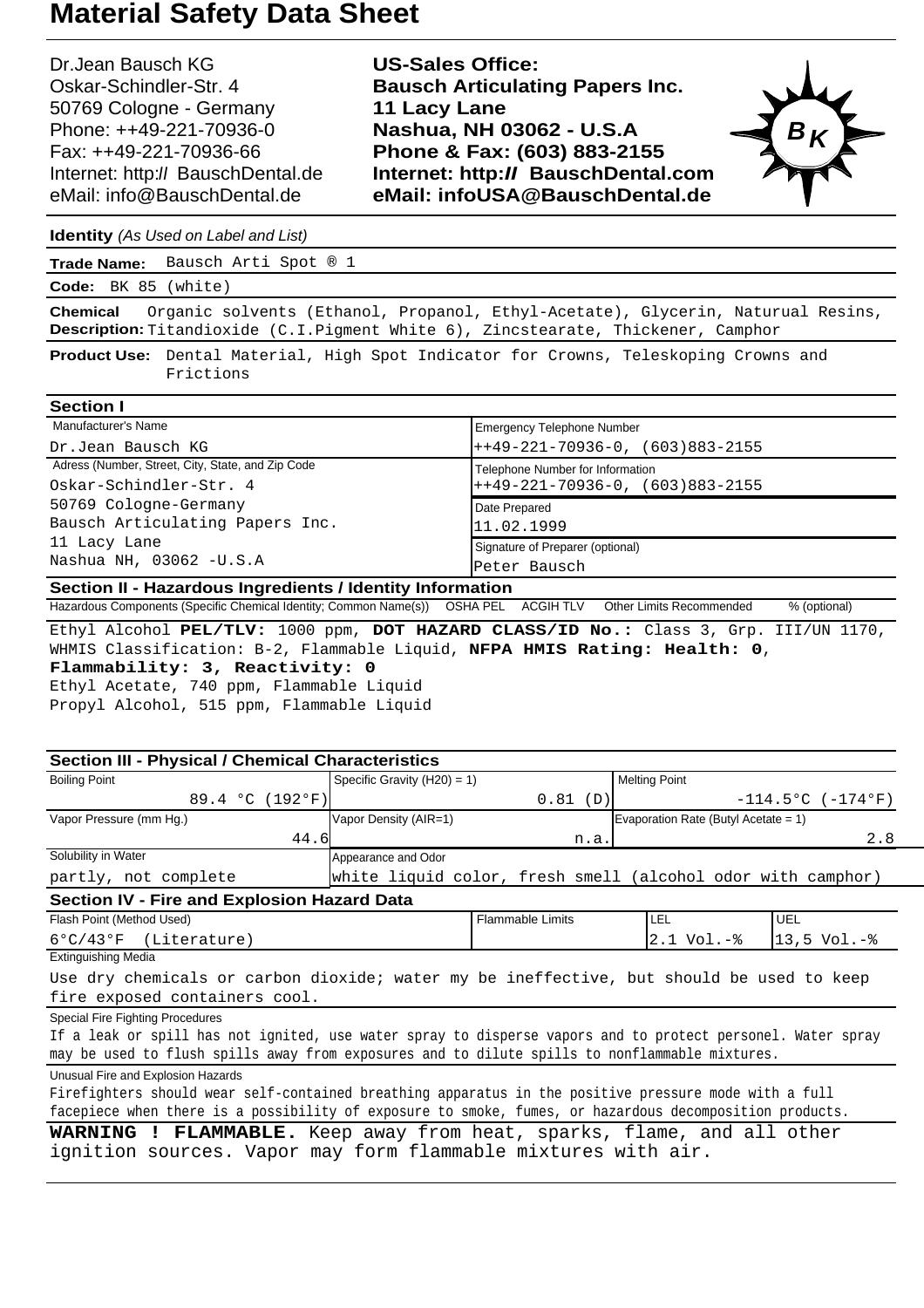# Material Safety Data Sheet

Dr.Jean Bausch KG
Oskar-Schindler-Str. 4
50769 Cologne - Germany
Phone: ++49-221-70936-0
Fax: ++49-221-70936-66
Internet: http:// BauschDental.de
eMail: info@BauschDental.de

**US-Sales Office:**
**Bausch Articulating Papers Inc.**
**11 Lacy Lane**
**Nashua, NH 03062 - U.S.A**
**Phone & Fax: (603) 883-2155**
**Internet: http:// BauschDental.com**
**eMail: infoUSA@BauschDental.de**

**Identity** *(As Used on Label and List)*

**Trade Name:** Bausch Arti Spot ® 1

**Code:** BK 85 (white)

**Chemical Description:** Organic solvents (Ethanol, Propanol, Ethyl-Acetate), Glycerin, Naturual Resins, Titandioxide (C.I.Pigment White 6), Zincstearate, Thickener, Camphor

**Product Use:** Dental Material, High Spot Indicator for Crowns, Teleskoping Crowns and Frictions

## Section I

| Manufacturer's Name | Emergency Telephone Number |
|---|---|
| Dr.Jean Bausch KG | ++49-221-70936-0, (603)883-2155 |
| **Adress (Number, Street, City, State, and Zip Code)** | **Telephone Number for Information** |
| Oskar-Schindler-Str. 4<br>50769 Cologne-Germany<br>Bausch Articulating Papers Inc.<br>11 Lacy Lane<br>Nashua NH, 03062 -U.S.A | ++49-221-70936-0, (603)883-2155<br>**Date Prepared**<br>11.02.1999<br>**Signature of Preparer (optional)**<br>Peter Bausch |

## Section II - Hazardous Ingredients / Identity Information

Hazardous Components (Specific Chemical Identity; Common Name(s)) OSHA PEL ACGIH TLV Other Limits Recommended % (optional)

Ethyl Alcohol **PEL/TLV:** 1000 ppm, **DOT HAZARD CLASS/ID No.:** Class 3, Grp. III/UN 1170, WHMIS Classification: B-2, Flammable Liquid, **NFPA HMIS Rating: Health: 0**, **Flammability: 3, Reactivity: 0**
Ethyl Acetate, 740 ppm, Flammable Liquid
Propyl Alcohol, 515 ppm, Flammable Liquid

## Section III - Physical / Chemical Characteristics

| Boiling Point | Specific Gravity (H20) = 1) | Melting Point |
|---|---|---|
| 89.4 °C (192°F) | 0.81 (D) | -114.5°C (-174°F) |
| **Vapor Pressure (mm Hg.)** | **Vapor Density (AIR=1)** | **Evaporation Rate (Butyl Acetate = 1)** |
| 44.6 | n.a. | 2.8 |
| **Solubility in Water** | **Appearance and Odor** | |
| partly, not complete | white liquid color, fresh smell (alcohol odor with camphor) | |

## Section IV - Fire and Explosion Hazard Data

| Flash Point (Method Used) | Flammable Limits | LEL | UEL |
|---|---|---|---|
| 6°C/43°F (Literature) | | 2.1 Vol.-% | 13,5 Vol.-% |

**Extinguishing Media**

Use dry chemicals or carbon dioxide; water my be ineffective, but should be used to keep fire exposed containers cool.

**Special Fire Fighting Procedures**

If a leak or spill has not ignited, use water spray to disperse vapors and to protect personel. Water spray may be used to flush spills away from exposures and to dilute spills to nonflammable mixtures.

**Unusual Fire and Explosion Hazards**

Firefighters should wear self-contained breathing apparatus in the positive pressure mode with a full facepiece when there is a possibility of exposure to smoke, fumes, or hazardous decomposition products.

**WARNING ! FLAMMABLE.** Keep away from heat, sparks, flame, and all other ignition sources. Vapor may form flammable mixtures with air.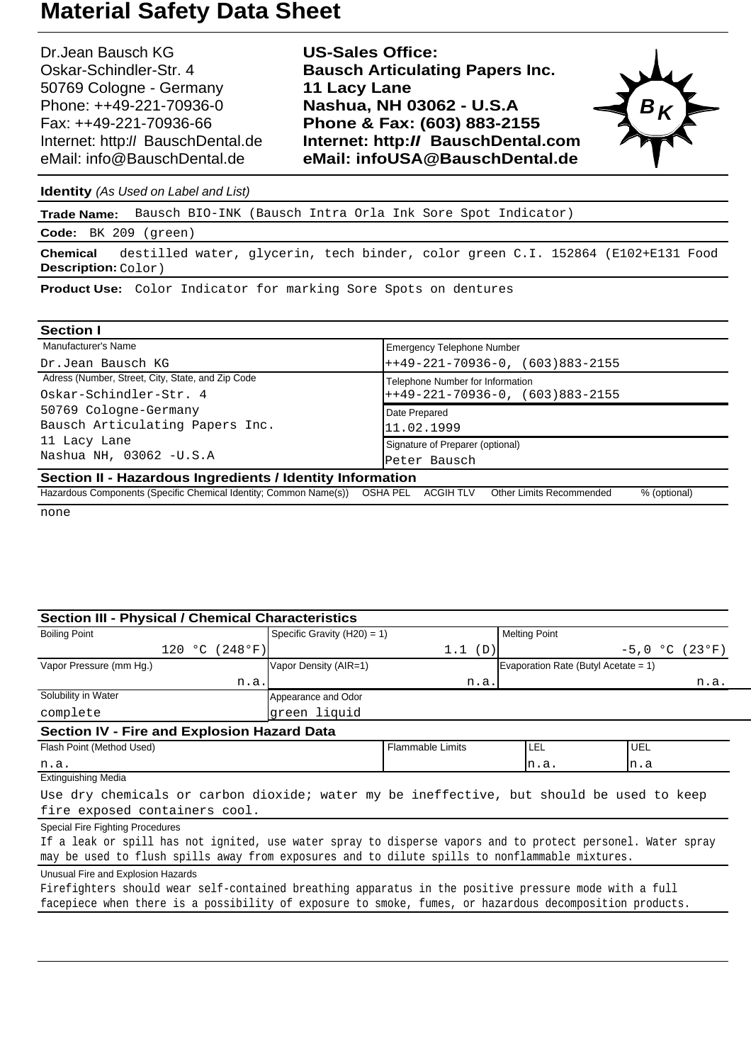# Material Safety Data Sheet

Dr.Jean Bausch KG
Oskar-Schindler-Str. 4
50769 Cologne - Germany
Phone: ++49-221-70936-0
Fax: ++49-221-70936-66
Internet: http:// BauschDental.de
eMail: info@BauschDental.de

**US-Sales Office:**
**Bausch Articulating Papers Inc.**
**11 Lacy Lane**
**Nashua, NH 03062 - U.S.A**
**Phone & Fax: (603) 883-2155**
**Internet: http:// BauschDental.com**
**eMail: infoUSA@BauschDental.de**

**Identity** *(As Used on Label and List)*

**Trade Name:** Bausch BIO-INK (Bausch Intra Orla Ink Sore Spot Indicator)

**Code:** BK 209 (green)

**Chemical Description:** destilled water, glycerin, tech binder, color green C.I. 152864 (E102+E131 Food Color)

**Product Use:** Color Indicator for marking Sore Spots on dentures

## Section I

| | |
|---|---|
| Manufacturer's Name<br>Dr.Jean Bausch KG | Emergency Telephone Number<br>++49-221-70936-0, (603)883-2155 |
| Adress (Number, Street, City, State, and Zip Code)<br>Oskar-Schindler-Str. 4<br>50769 Cologne-Germany<br>Bausch Articulating Papers Inc.<br>11 Lacy Lane<br>Nashua NH, 03062 -U.S.A | Telephone Number for Information<br>++49-221-70936-0, (603)883-2155<br>Date Prepared<br>11.02.1999<br>Signature of Preparer (optional)<br>Peter Bausch |

## Section II - Hazardous Ingredients / Identity Information

| Hazardous Components (Specific Chemical Identity; Common Name(s)) | OSHA PEL | ACGIH TLV | Other Limits Recommended | % (optional) |
|---|---|---|---|---|
| none | | | | |

## Section III - Physical / Chemical Characteristics

| Boiling Point | Specific Gravity (H20) = 1) | Melting Point |
|---|---|---|
| 120 °C (248°F) | 1.1 (D) | -5,0 °C (23°F) |
| Vapor Pressure (mm Hg.) | Vapor Density (AIR=1) | Evaporation Rate (Butyl Acetate = 1) |
| n.a. | n.a. | n.a. |
| Solubility in Water | Appearance and Odor | |
| complete | green liquid | |

## Section IV - Fire and Explosion Hazard Data

| Flash Point (Method Used) | Flammable Limits | LEL | UEL |
|---|---|---|---|
| n.a. | | n.a. | n.a |

Extinguishing Media

Use dry chemicals or carbon dioxide; water my be ineffective, but should be used to keep fire exposed containers cool.

Special Fire Fighting Procedures

If a leak or spill has not ignited, use water spray to disperse vapors and to protect personel. Water spray may be used to flush spills away from exposures and to dilute spills to nonflammable mixtures.

Unusual Fire and Explosion Hazards

Firefighters should wear self-contained breathing apparatus in the positive pressure mode with a full facepiece when there is a possibility of exposure to smoke, fumes, or hazardous decomposition products.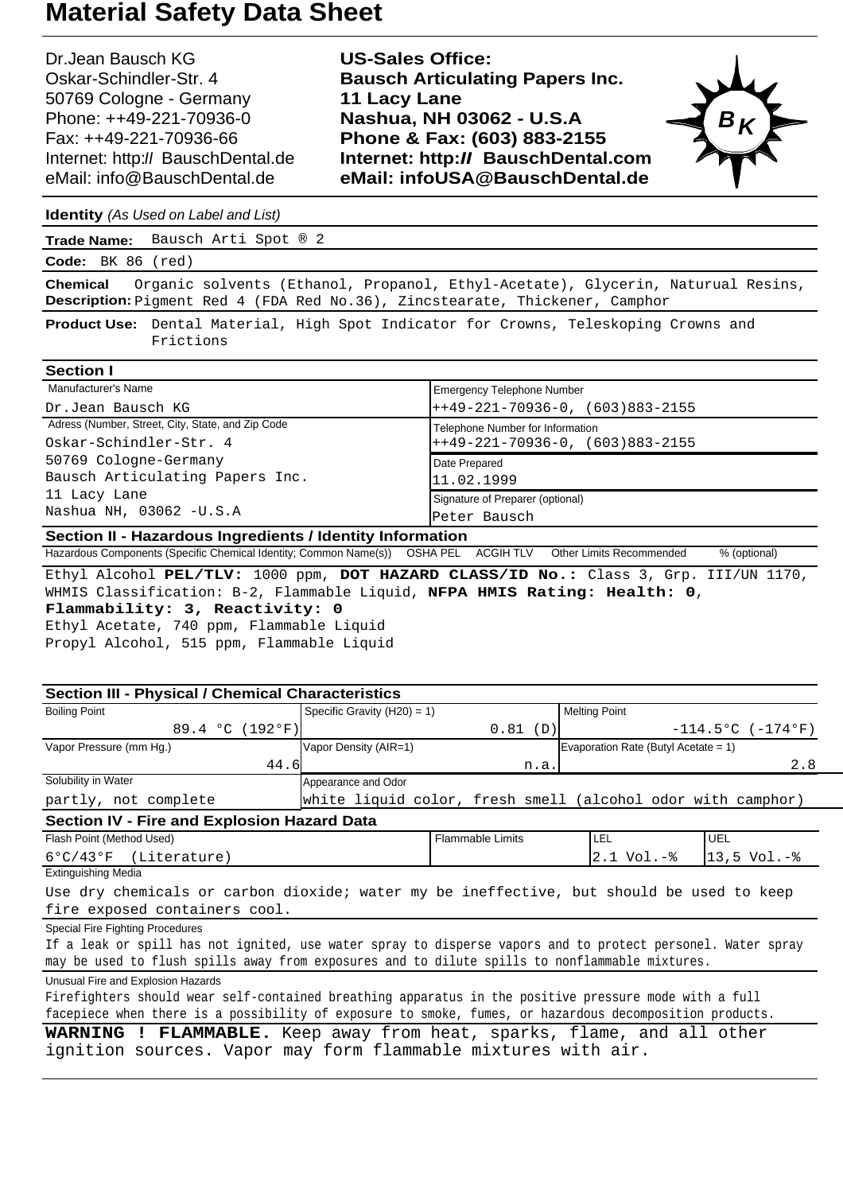# Material Safety Data Sheet

Dr.Jean Bausch KG
Oskar-Schindler-Str. 4
50769 Cologne - Germany
Phone: ++49-221-70936-0
Fax: ++49-221-70936-66
Internet: http:// BauschDental.de
eMail: info@BauschDental.de

**US-Sales Office:**
**Bausch Articulating Papers Inc.**
**11 Lacy Lane**
**Nashua, NH 03062 - U.S.A**
**Phone & Fax: (603) 883-2155**
**Internet: http:// BauschDental.com**
**eMail: infoUSA@BauschDental.de**

**Identity** *(As Used on Label and List)*

**Trade Name:** Bausch Arti Spot ® 2

**Code:** BK 86 (red)

**Chemical Description:** Organic solvents (Ethanol, Propanol, Ethyl-Acetate), Glycerin, Naturual Resins, Pigment Red 4 (FDA Red No.36), Zincstearate, Thickener, Camphor

**Product Use:** Dental Material, High Spot Indicator for Crowns, Teleskoping Crowns and Frictions

## Section I

| Manufacturer's Name | Emergency Telephone Number |
|---|---|
| Dr.Jean Bausch KG | ++49-221-70936-0, (603)883-2155 |
| **Adress (Number, Street, City, State, and Zip Code)** | **Telephone Number for Information** |
| Oskar-Schindler-Str. 4<br>50769 Cologne-Germany<br>Bausch Articulating Papers Inc.<br>11 Lacy Lane<br>Nashua NH, 03062 -U.S.A | ++49-221-70936-0, (603)883-2155<br>**Date Prepared**<br>11.02.1999<br>**Signature of Preparer (optional)**<br>Peter Bausch |

## Section II - Hazardous Ingredients / Identity Information

Hazardous Components (Specific Chemical Identity; Common Name(s)) OSHA PEL ACGIH TLV Other Limits Recommended % (optional)

Ethyl Alcohol **PEL/TLV:** 1000 ppm, **DOT HAZARD CLASS/ID No.:** Class 3, Grp. III/UN 1170, WHMIS Classification: B-2, Flammable Liquid, **NFPA HMIS Rating: Health: 0**, **Flammability: 3, Reactivity: 0**
Ethyl Acetate, 740 ppm, Flammable Liquid
Propyl Alcohol, 515 ppm, Flammable Liquid

## Section III - Physical / Chemical Characteristics

| Boiling Point | Specific Gravity (H20) = 1) | Melting Point |
|---|---|---|
| 89.4 °C (192°F) | 0.81 (D) | -114.5°C (-174°F) |
| **Vapor Pressure (mm Hg.)** | **Vapor Density (AIR=1)** | **Evaporation Rate (Butyl Acetate = 1)** |
| 44.6 | n.a. | 2.8 |
| **Solubility in Water** | **Appearance and Odor** | |
| partly, not complete | white liquid color, fresh smell (alcohol odor with camphor) | |

## Section IV - Fire and Explosion Hazard Data

| Flash Point (Method Used) | Flammable Limits | LEL | UEL |
|---|---|---|---|
| 6°C/43°F (Literature) | | 2.1 Vol.-% | 13,5 Vol.-% |

Extinguishing Media

Use dry chemicals or carbon dioxide; water my be ineffective, but should be used to keep fire exposed containers cool.

Special Fire Fighting Procedures

If a leak or spill has not ignited, use water spray to disperse vapors and to protect personel. Water spray may be used to flush spills away from exposures and to dilute spills to nonflammable mixtures.

Unusual Fire and Explosion Hazards

Firefighters should wear self-contained breathing apparatus in the positive pressure mode with a full facepiece when there is a possibility of exposure to smoke, fumes, or hazardous decomposition products.

**WARNING ! FLAMMABLE.** Keep away from heat, sparks, flame, and all other ignition sources. Vapor may form flammable mixtures with air.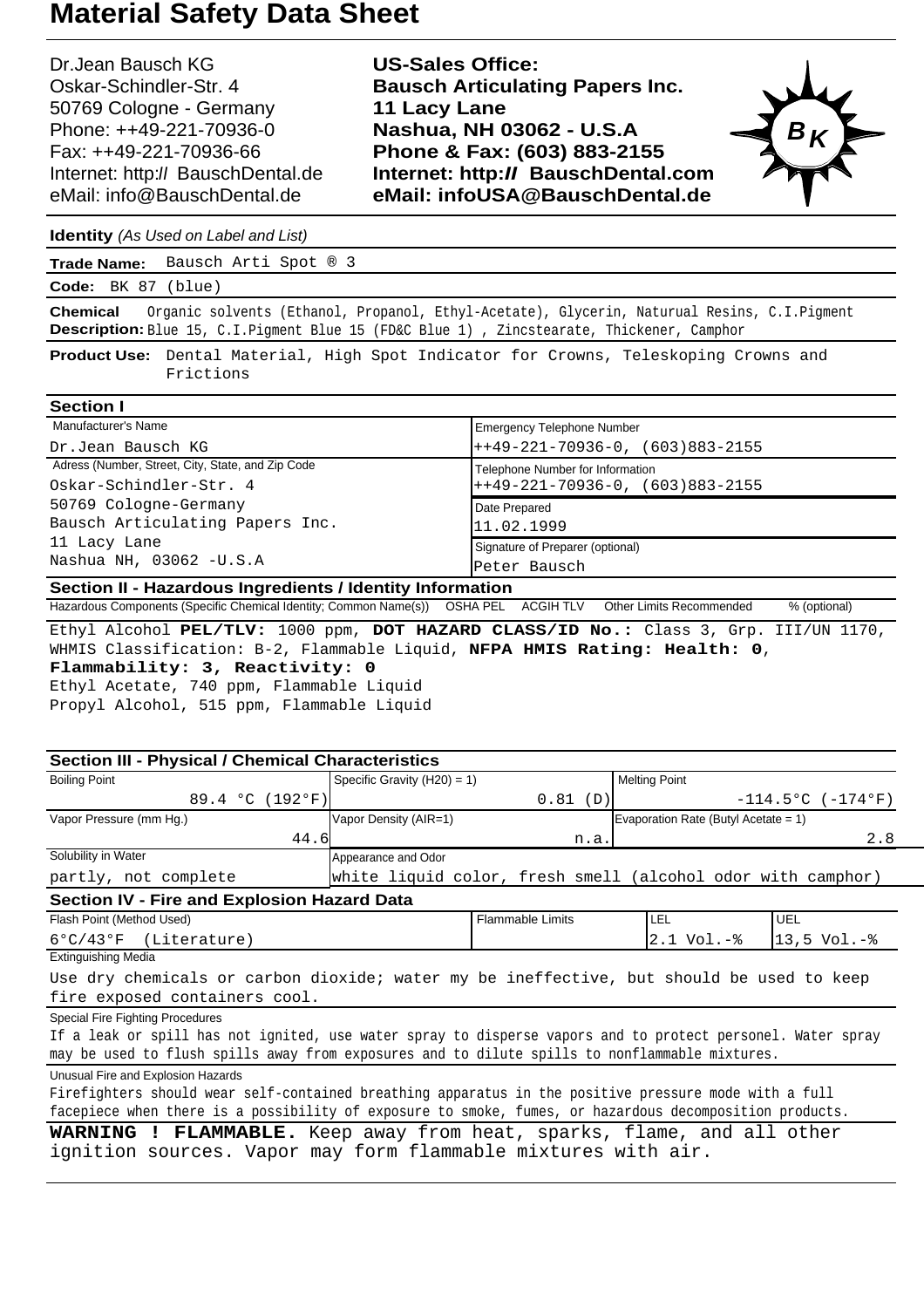# Material Safety Data Sheet

Dr.Jean Bausch KG
Oskar-Schindler-Str. 4
50769 Cologne - Germany
Phone: ++49-221-70936-0
Fax: ++49-221-70936-66
Internet: http:// BauschDental.de
eMail: info@BauschDental.de

**US-Sales Office:**
**Bausch Articulating Papers Inc.**
**11 Lacy Lane**
**Nashua, NH 03062 - U.S.A**
**Phone & Fax: (603) 883-2155**
**Internet: http:// BauschDental.com**
**eMail: infoUSA@BauschDental.de**

BK

**Identity** *(As Used on Label and List)*

**Trade Name:** Bausch Arti Spot ® 3

**Code:** BK 87 (blue)

**Chemical Description:** Organic solvents (Ethanol, Propanol, Ethyl-Acetate), Glycerin, Naturual Resins, C.I.Pigment Blue 15, C.I.Pigment Blue 15 (FD&C Blue 1) , Zincstearate, Thickener, Camphor

**Product Use:** Dental Material, High Spot Indicator for Crowns, Teleskoping Crowns and Frictions

## Section I

| Manufacturer's Name | Emergency Telephone Number |
|---|---|
| Dr.Jean Bausch KG | ++49-221-70936-0, (603)883-2155 |

| Adress (Number, Street, City, State, and Zip Code) | |
|---|---|
| Oskar-Schindler-Str. 4<br>50769 Cologne-Germany<br>Bausch Articulating Papers Inc.<br>11 Lacy Lane<br>Nashua NH, 03062 -U.S.A | Telephone Number for Information<br>++49-221-70936-0, (603)883-2155<br><br>Date Prepared<br>11.02.1999<br><br>Signature of Preparer (optional)<br>Peter Bausch |

## Section II - Hazardous Ingredients / Identity Information

Hazardous Components (Specific Chemical Identity; Common Name(s)) OSHA PEL ACGIH TLV Other Limits Recommended % (optional)

Ethyl Alcohol **PEL/TLV:** 1000 ppm, **DOT HAZARD CLASS/ID No.:** Class 3, Grp. III/UN 1170, WHMIS Classification: B-2, Flammable Liquid, **NFPA HMIS Rating: Health: 0**, **Flammability: 3, Reactivity: 0**
Ethyl Acetate, 740 ppm, Flammable Liquid
Propyl Alcohol, 515 ppm, Flammable Liquid

## Section III - Physical / Chemical Characteristics

| Boiling Point | Specific Gravity (H20) = 1) | Melting Point |
|---|---|---|
| 89.4 °C (192°F) | 0.81 (D) | -114.5°C (-174°F) |
| **Vapor Pressure (mm Hg.)** | **Vapor Density (AIR=1)** | **Evaporation Rate (Butyl Acetate = 1)** |
| 44.6 | n.a. | 2.8 |
| **Solubility in Water** | **Appearance and Odor** | |
| partly, not complete | white liquid color, fresh smell (alcohol odor with camphor) | |

## Section IV - Fire and Explosion Hazard Data

| Flash Point (Method Used) | Flammable Limits | LEL | UEL |
|---|---|---|---|
| 6°C/43°F (Literature) | | 2.1 Vol.-% | 13,5 Vol.-% |

Extinguishing Media

Use dry chemicals or carbon dioxide; water my be ineffective, but should be used to keep fire exposed containers cool.

Special Fire Fighting Procedures

If a leak or spill has not ignited, use water spray to disperse vapors and to protect personel. Water spray may be used to flush spills away from exposures and to dilute spills to nonflammable mixtures.

Unusual Fire and Explosion Hazards

Firefighters should wear self-contained breathing apparatus in the positive pressure mode with a full facepiece when there is a possibility of exposure to smoke, fumes, or hazardous decomposition products.

**WARNING ! FLAMMABLE.** Keep away from heat, sparks, flame, and all other ignition sources. Vapor may form flammable mixtures with air.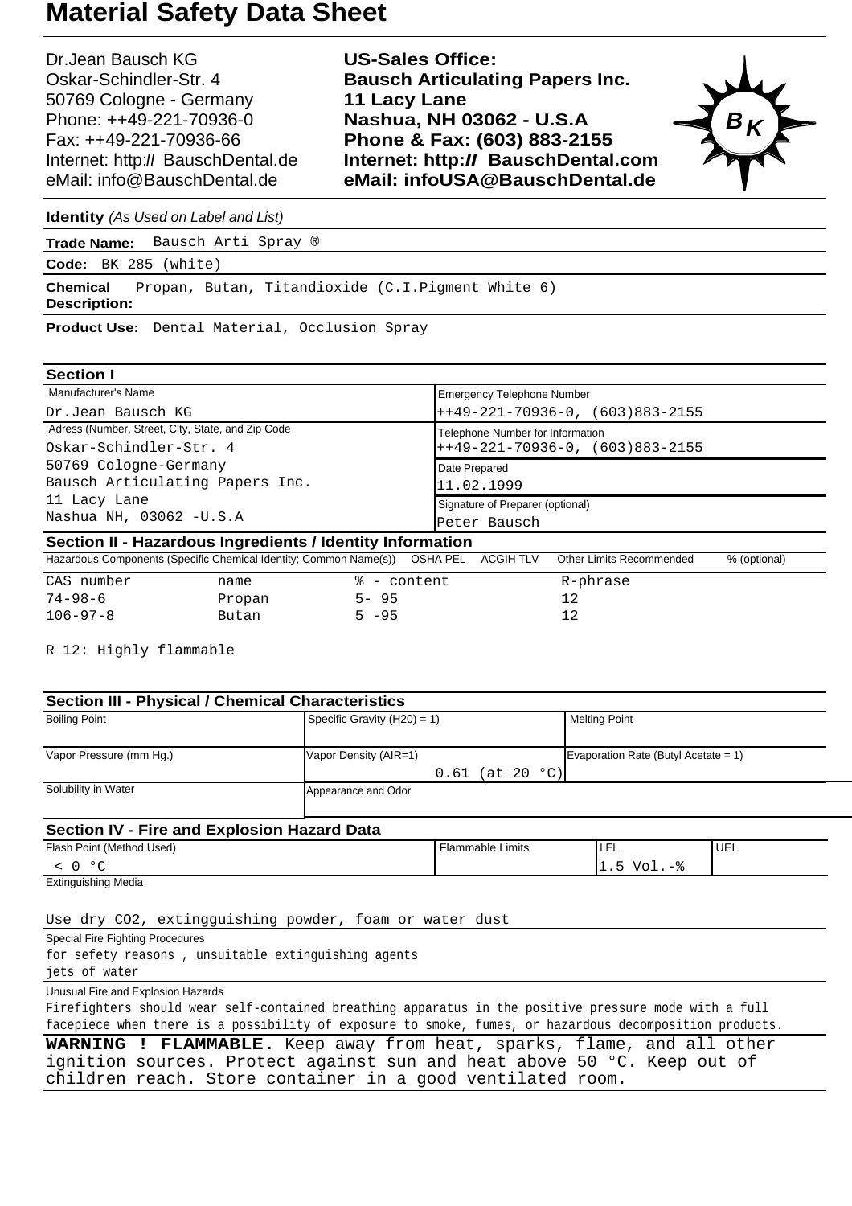# Material Safety Data Sheet

Dr.Jean Bausch KG
Oskar-Schindler-Str. 4
50769 Cologne - Germany
Phone: ++49-221-70936-0
Fax: ++49-221-70936-66
Internet: http:// BauschDental.de
eMail: info@BauschDental.de

**US-Sales Office:**
**Bausch Articulating Papers Inc.**
**11 Lacy Lane**
**Nashua, NH 03062 - U.S.A**
**Phone & Fax: (603) 883-2155**
**Internet: http:// BauschDental.com**
**eMail: infoUSA@BauschDental.de**

**Identity** *(As Used on Label and List)*

**Trade Name:** Bausch Arti Spray ®

**Code:** BK 285 (white)

**Chemical Description:** Propan, Butan, Titandioxide (C.I.Pigment White 6)

**Product Use:** Dental Material, Occlusion Spray

## Section I

| Manufacturer's Name | Emergency Telephone Number |
|---|---|
| Dr.Jean Bausch KG | ++49-221-70936-0, (603)883-2155 |
| Adress (Number, Street, City, State, and Zip Code) | Telephone Number for Information |
| Oskar-Schindler-Str. 4<br>50769 Cologne-Germany<br>Bausch Articulating Papers Inc.<br>11 Lacy Lane<br>Nashua NH, 03062 -U.S.A | ++49-221-70936-0, (603)883-2155<br><br>Date Prepared: 11.02.1999<br><br>Signature of Preparer (optional): Peter Bausch |

## Section II - Hazardous Ingredients / Identity Information

Hazardous Components (Specific Chemical Identity; Common Name(s)) OSHA PEL ACGIH TLV Other Limits Recommended % (optional)

| CAS number | name | % - content | R-phrase |
|---|---|---|---|
| 74-98-6 | Propan | 5- 95 | 12 |
| 106-97-8 | Butan | 5 -95 | 12 |

R 12: Highly flammable

## Section III - Physical / Chemical Characteristics

| Boiling Point | Specific Gravity (H20) = 1) | Melting Point |
|---|---|---|
| | | |
| Vapor Pressure (mm Hg.) | Vapor Density (AIR=1) | Evaporation Rate (Butyl Acetate = 1) |
| | 0.61 (at 20 °C) | |
| Solubility in Water | Appearance and Odor | |
| | | |

## Section IV - Fire and Explosion Hazard Data

| Flash Point (Method Used) | Flammable Limits | LEL | UEL |
|---|---|---|---|
| < 0 °C | | 1.5 Vol.-% | |

Extinguishing Media

Use dry CO2, extingguishing powder, foam or water dust

Special Fire Fighting Procedures
for sefety reasons , unsuitable extinguishing agents
jets of water

Unusual Fire and Explosion Hazards
Firefighters should wear self-contained breathing apparatus in the positive pressure mode with a full facepiece when there is a possibility of exposure to smoke, fumes, or hazardous decomposition products.

**WARNING ! FLAMMABLE.** Keep away from heat, sparks, flame, and all other ignition sources. Protect against sun and heat above 50 °C. Keep out of children reach. Store container in a good ventilated room.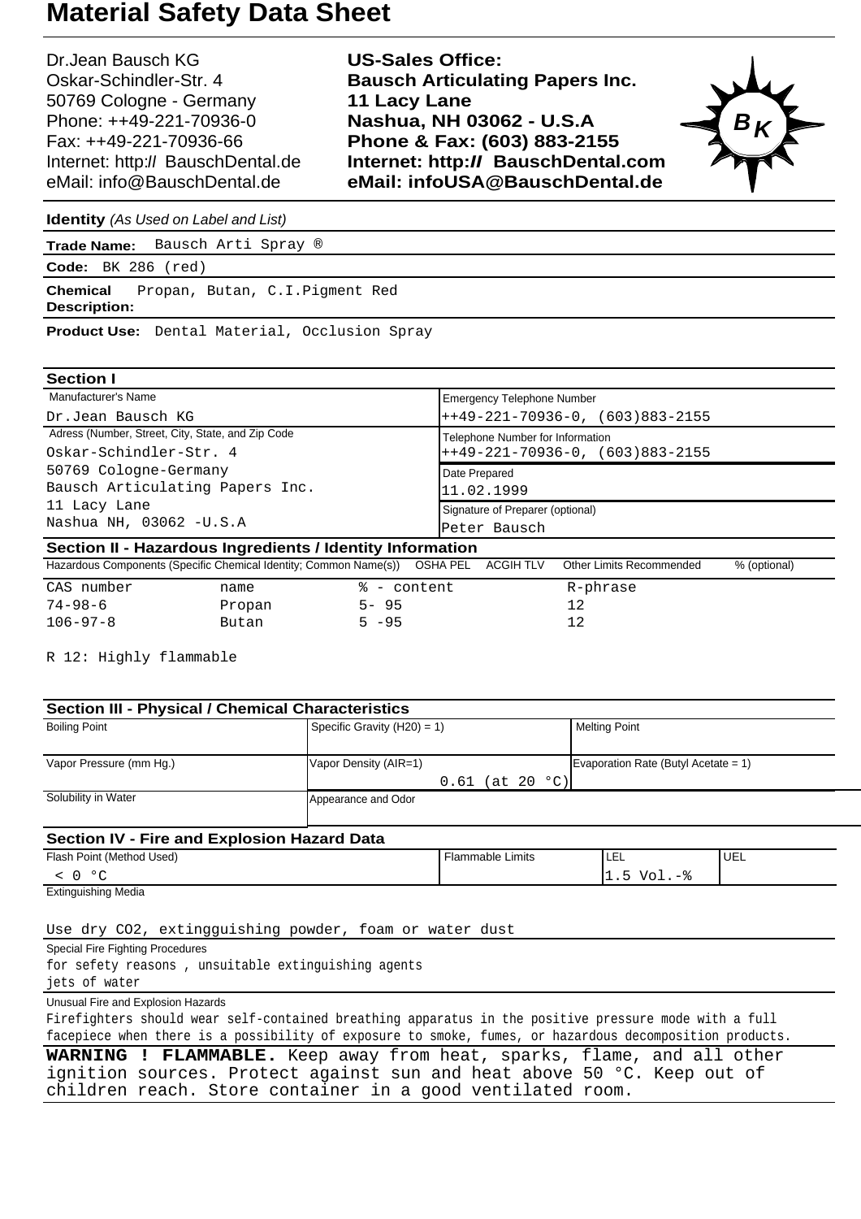# Material Safety Data Sheet

Dr.Jean Bausch KG
Oskar-Schindler-Str. 4
50769 Cologne - Germany
Phone: ++49-221-70936-0
Fax: ++49-221-70936-66
Internet: http:// BauschDental.de
eMail: info@BauschDental.de

**US-Sales Office:**
**Bausch Articulating Papers Inc.**
**11 Lacy Lane**
**Nashua, NH 03062 - U.S.A**
**Phone & Fax: (603) 883-2155**
**Internet: http:// BauschDental.com**
**eMail: infoUSA@BauschDental.de**

BK

**Identity** *(As Used on Label and List)*

**Trade Name:** Bausch Arti Spray ®

**Code:** BK 286 (red)

**Chemical Description:** Propan, Butan, C.I.Pigment Red

**Product Use:** Dental Material, Occlusion Spray

## Section I

| Manufacturer's Name | Emergency Telephone Number |
|---|---|
| Dr.Jean Bausch KG | ++49-221-70936-0, (603)883-2155 |
| **Adress (Number, Street, City, State, and Zip Code)** | **Telephone Number for Information** |
| Oskar-Schindler-Str. 4<br>50769 Cologne-Germany<br>Bausch Articulating Papers Inc.<br>11 Lacy Lane<br>Nashua NH, 03062 -U.S.A | ++49-221-70936-0, (603)883-2155<br>**Date Prepared**<br>11.02.1999<br>**Signature of Preparer (optional)**<br>Peter Bausch |

## Section II - Hazardous Ingredients / Identity Information

Hazardous Components (Specific Chemical Identity; Common Name(s)) OSHA PEL ACGIH TLV Other Limits Recommended % (optional)

| CAS number | name | % - content | R-phrase |
|---|---|---|---|
| 74-98-6 | Propan | 5- 95 | 12 |
| 106-97-8 | Butan | 5 -95 | 12 |

R 12: Highly flammable

## Section III - Physical / Chemical Characteristics

| Boiling Point | Specific Gravity (H20) = 1) | Melting Point |
|---|---|---|
| | | |
| **Vapor Pressure (mm Hg.)** | **Vapor Density (AIR=1)** | **Evaporation Rate (Butyl Acetate = 1)** |
| | 0.61 (at 20 °C) | |
| **Solubility in Water** | **Appearance and Odor** | |
| | | |

## Section IV - Fire and Explosion Hazard Data

| Flash Point (Method Used) | Flammable Limits | LEL | UEL |
|---|---|---|---|
| < 0 °C | | 1.5 Vol.-% | |

Extinguishing Media

Use dry CO2, extingguishing powder, foam or water dust

Special Fire Fighting Procedures

for sefety reasons , unsuitable extinguishing agents
jets of water

Unusual Fire and Explosion Hazards

Firefighters should wear self-contained breathing apparatus in the positive pressure mode with a full facepiece when there is a possibility of exposure to smoke, fumes, or hazardous decomposition products.

**WARNING ! FLAMMABLE.** Keep away from heat, sparks, flame, and all other ignition sources. Protect against sun and heat above 50 °C. Keep out of children reach. Store container in a good ventilated room.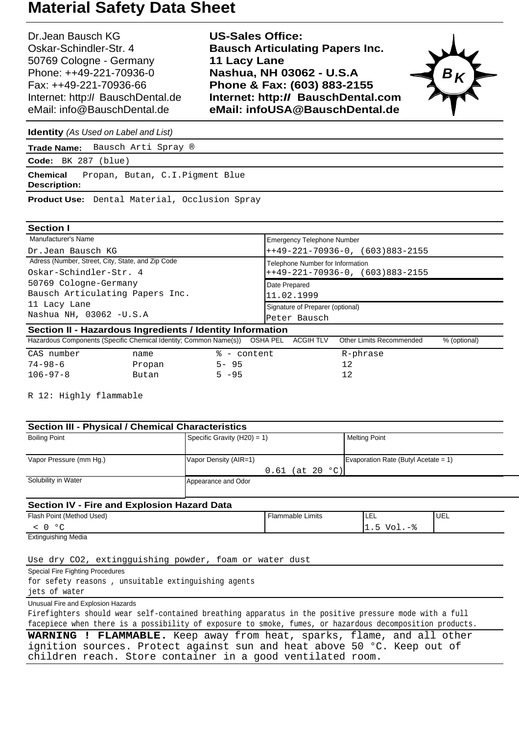# Material Safety Data Sheet

Dr.Jean Bausch KG
Oskar-Schindler-Str. 4
50769 Cologne - Germany
Phone: ++49-221-70936-0
Fax: ++49-221-70936-66
Internet: http:// BauschDental.de
eMail: info@BauschDental.de

**US-Sales Office:**
**Bausch Articulating Papers Inc.**
**11 Lacy Lane**
**Nashua, NH 03062 - U.S.A**
**Phone & Fax: (603) 883-2155**
**Internet: http:// BauschDental.com**
**eMail: infoUSA@BauschDental.de**

BK

**Identity** *(As Used on Label and List)*

**Trade Name:** Bausch Arti Spray ®

**Code:** BK 287 (blue)

**Chemical Description:** Propan, Butan, C.I.Pigment Blue

**Product Use:** Dental Material, Occlusion Spray

## Section I

| Manufacturer's Name | Emergency Telephone Number |
|---|---|
| Dr.Jean Bausch KG | ++49-221-70936-0, (603)883-2155 |
| **Adress (Number, Street, City, State, and Zip Code)** | **Telephone Number for Information** |
| Oskar-Schindler-Str. 4<br>50769 Cologne-Germany<br>Bausch Articulating Papers Inc.<br>11 Lacy Lane<br>Nashua NH, 03062 -U.S.A | ++49-221-70936-0, (603)883-2155<br>**Date Prepared**<br>11.02.1999<br>**Signature of Preparer (optional)**<br>Peter Bausch |

## Section II - Hazardous Ingredients / Identity Information

Hazardous Components (Specific Chemical Identity; Common Name(s)) | OSHA PEL | ACGIH TLV | Other Limits Recommended | % (optional)

| CAS number | name | % - content | R-phrase |
|---|---|---|---|
| 74-98-6 | Propan | 5- 95 | 12 |
| 106-97-8 | Butan | 5 -95 | 12 |

R 12: Highly flammable

## Section III - Physical / Chemical Characteristics

| Boiling Point | Specific Gravity (H20) = 1) | Melting Point |
|---|---|---|
| | | |
| **Vapor Pressure (mm Hg.)** | **Vapor Density (AIR=1)** | **Evaporation Rate (Butyl Acetate = 1)** |
| | 0.61 (at 20 °C) | |
| **Solubility in Water** | **Appearance and Odor** | |
| | | |

## Section IV - Fire and Explosion Hazard Data

| Flash Point (Method Used) | Flammable Limits | LEL | UEL |
|---|---|---|---|
| < 0 °C | | 1.5 Vol.-% | |

Extinguishing Media

Use dry CO2, extingguishing powder, foam or water dust

Special Fire Fighting Procedures

for sefety reasons , unsuitable extinguishing agents
jets of water

Unusual Fire and Explosion Hazards

Firefighters should wear self-contained breathing apparatus in the positive pressure mode with a full facepiece when there is a possibility of exposure to smoke, fumes, or hazardous decomposition products.

**WARNING ! FLAMMABLE.** Keep away from heat, sparks, flame, and all other ignition sources. Protect against sun and heat above 50 °C. Keep out of children reach. Store container in a good ventilated room.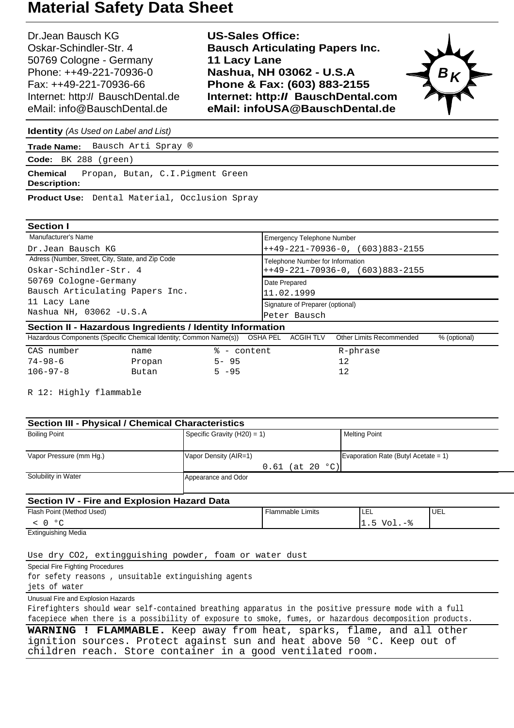# Material Safety Data Sheet

Dr.Jean Bausch KG
Oskar-Schindler-Str. 4
50769 Cologne - Germany
Phone: ++49-221-70936-0
Fax: ++49-221-70936-66
Internet: http:// BauschDental.de
eMail: info@BauschDental.de

**US-Sales Office:**
**Bausch Articulating Papers Inc.**
**11 Lacy Lane**
**Nashua, NH 03062 - U.S.A**
**Phone & Fax: (603) 883-2155**
**Internet: http:// BauschDental.com**
**eMail: infoUSA@BauschDental.de**

BK

**Identity** *(As Used on Label and List)*

**Trade Name:** Bausch Arti Spray ®

**Code:** BK 288 (green)

**Chemical Description:** Propan, Butan, C.I.Pigment Green

**Product Use:** Dental Material, Occlusion Spray

## Section I

| | |
|---|---|
| Manufacturer's Name<br>Dr.Jean Bausch KG | Emergency Telephone Number<br>++49-221-70936-0, (603)883-2155 |
| Adress (Number, Street, City, State, and Zip Code)<br>Oskar-Schindler-Str. 4<br>50769 Cologne-Germany<br>Bausch Articulating Papers Inc.<br>11 Lacy Lane<br>Nashua NH, 03062 -U.S.A | Telephone Number for Information<br>++49-221-70936-0, (603)883-2155<br>Date Prepared<br>11.02.1999<br>Signature of Preparer (optional)<br>Peter Bausch |

## Section II - Hazardous Ingredients / Identity Information

Hazardous Components (Specific Chemical Identity; Common Name(s)) OSHA PEL ACGIH TLV Other Limits Recommended % (optional)

| CAS number | name | % - content | R-phrase |
|---|---|---|---|
| 74-98-6 | Propan | 5- 95 | 12 |
| 106-97-8 | Butan | 5 -95 | 12 |

R 12: Highly flammable

## Section III - Physical / Chemical Characteristics

| | | |
|---|---|---|
| Boiling Point | Specific Gravity (H20) = 1) | Melting Point |
| Vapor Pressure (mm Hg.) | Vapor Density (AIR=1)<br>0.61 (at 20 °C) | Evaporation Rate (Butyl Acetate = 1) |
| Solubility in Water | Appearance and Odor | |

## Section IV - Fire and Explosion Hazard Data

| Flash Point (Method Used) | Flammable Limits | LEL | UEL |
|---|---|---|---|
| < 0 °C | | 1.5 Vol.-% | |

Extinguishing Media

Use dry CO2, extingguishing powder, foam or water dust

Special Fire Fighting Procedures
for sefety reasons , unsuitable extinguishing agents
jets of water

Unusual Fire and Explosion Hazards
Firefighters should wear self-contained breathing apparatus in the positive pressure mode with a full facepiece when there is a possibility of exposure to smoke, fumes, or hazardous decomposition products.

**WARNING ! FLAMMABLE.** Keep away from heat, sparks, flame, and all other ignition sources. Protect against sun and heat above 50 °C. Keep out of children reach. Store container in a good ventilated room.